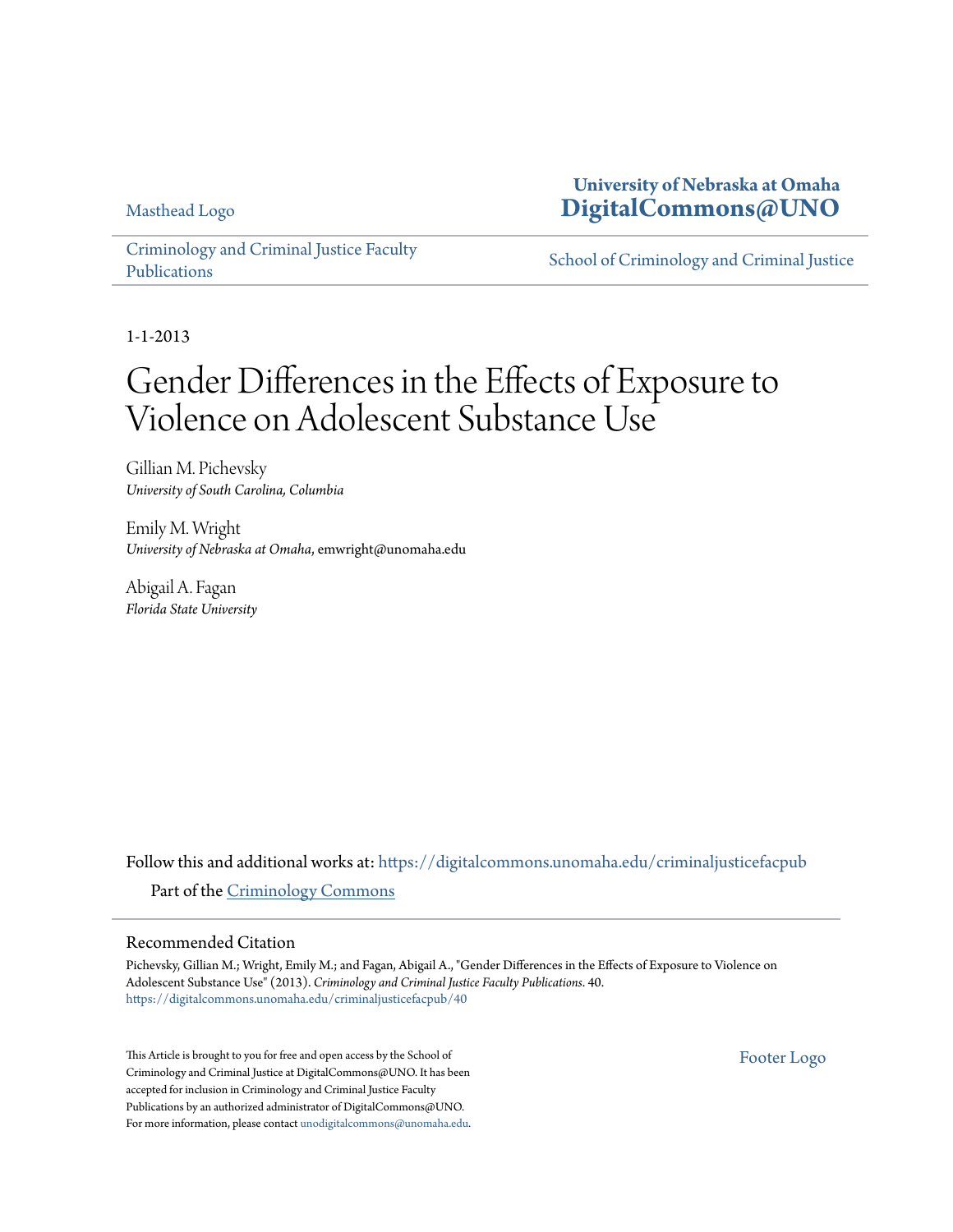Masthead Logo

**University of Nebraska at Omaha**
**DigitalCommons@UNO**

Criminology and Criminal Justice Faculty Publications

School of Criminology and Criminal Justice

1-1-2013

# Gender Differences in the Effects of Exposure to Violence on Adolescent Substance Use

Gillian M. Pichevsky
*University of South Carolina, Columbia*

Emily M. Wright
*University of Nebraska at Omaha*, emwright@unomaha.edu

Abigail A. Fagan
*Florida State University*

Follow this and additional works at: https://digitalcommons.unomaha.edu/criminaljusticefacpub

Part of the Criminology Commons

## Recommended Citation

Pichevsky, Gillian M.; Wright, Emily M.; and Fagan, Abigail A., "Gender Differences in the Effects of Exposure to Violence on Adolescent Substance Use" (2013). *Criminology and Criminal Justice Faculty Publications*. 40.
https://digitalcommons.unomaha.edu/criminaljusticefacpub/40

This Article is brought to you for free and open access by the School of Criminology and Criminal Justice at DigitalCommons@UNO. It has been accepted for inclusion in Criminology and Criminal Justice Faculty Publications by an authorized administrator of DigitalCommons@UNO. For more information, please contact unodigitalcommons@unomaha.edu.

Footer Logo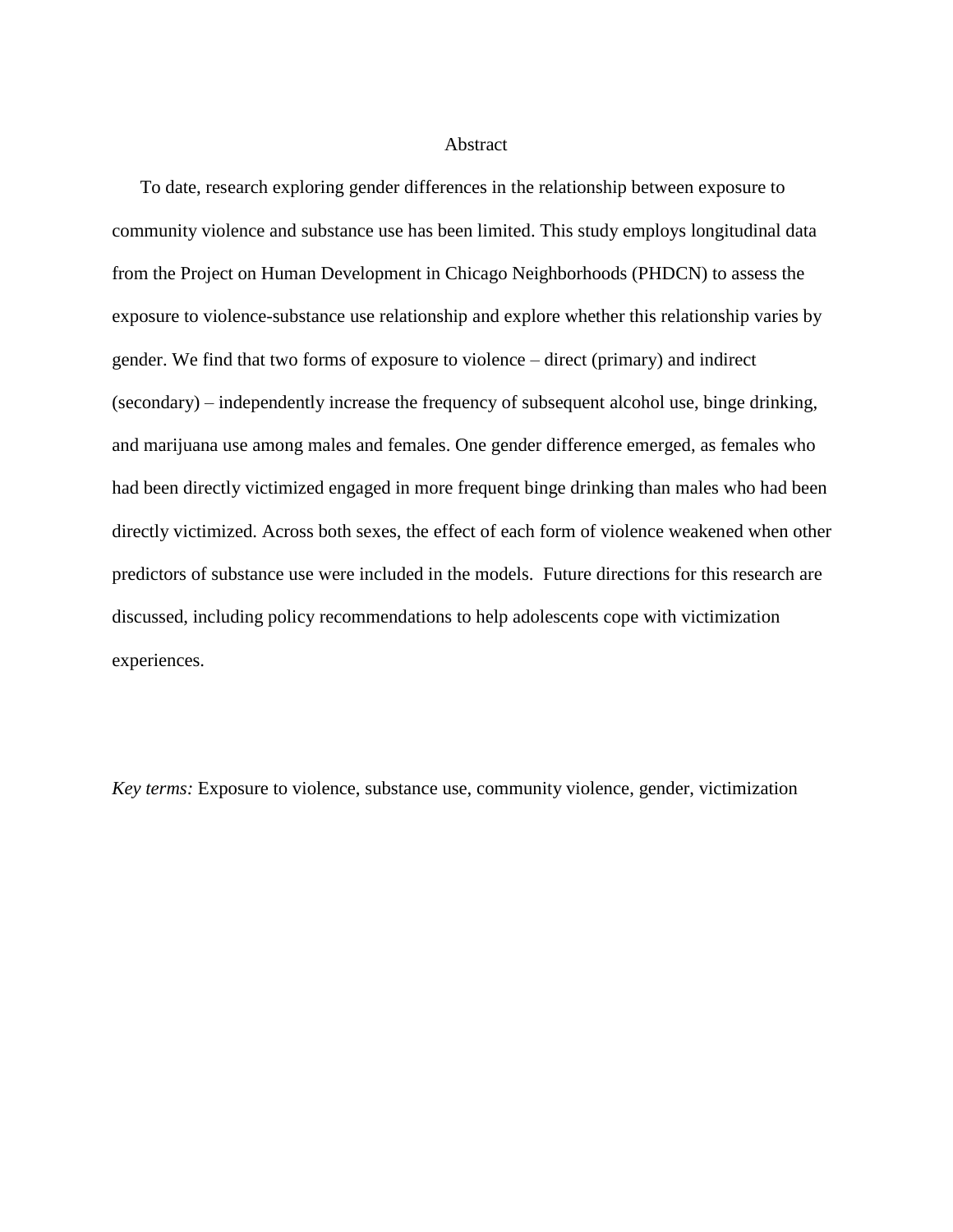# Abstract

To date, research exploring gender differences in the relationship between exposure to community violence and substance use has been limited. This study employs longitudinal data from the Project on Human Development in Chicago Neighborhoods (PHDCN) to assess the exposure to violence-substance use relationship and explore whether this relationship varies by gender. We find that two forms of exposure to violence – direct (primary) and indirect (secondary) – independently increase the frequency of subsequent alcohol use, binge drinking, and marijuana use among males and females. One gender difference emerged, as females who had been directly victimized engaged in more frequent binge drinking than males who had been directly victimized. Across both sexes, the effect of each form of violence weakened when other predictors of substance use were included in the models. Future directions for this research are discussed, including policy recommendations to help adolescents cope with victimization experiences.

*Key terms:* Exposure to violence, substance use, community violence, gender, victimization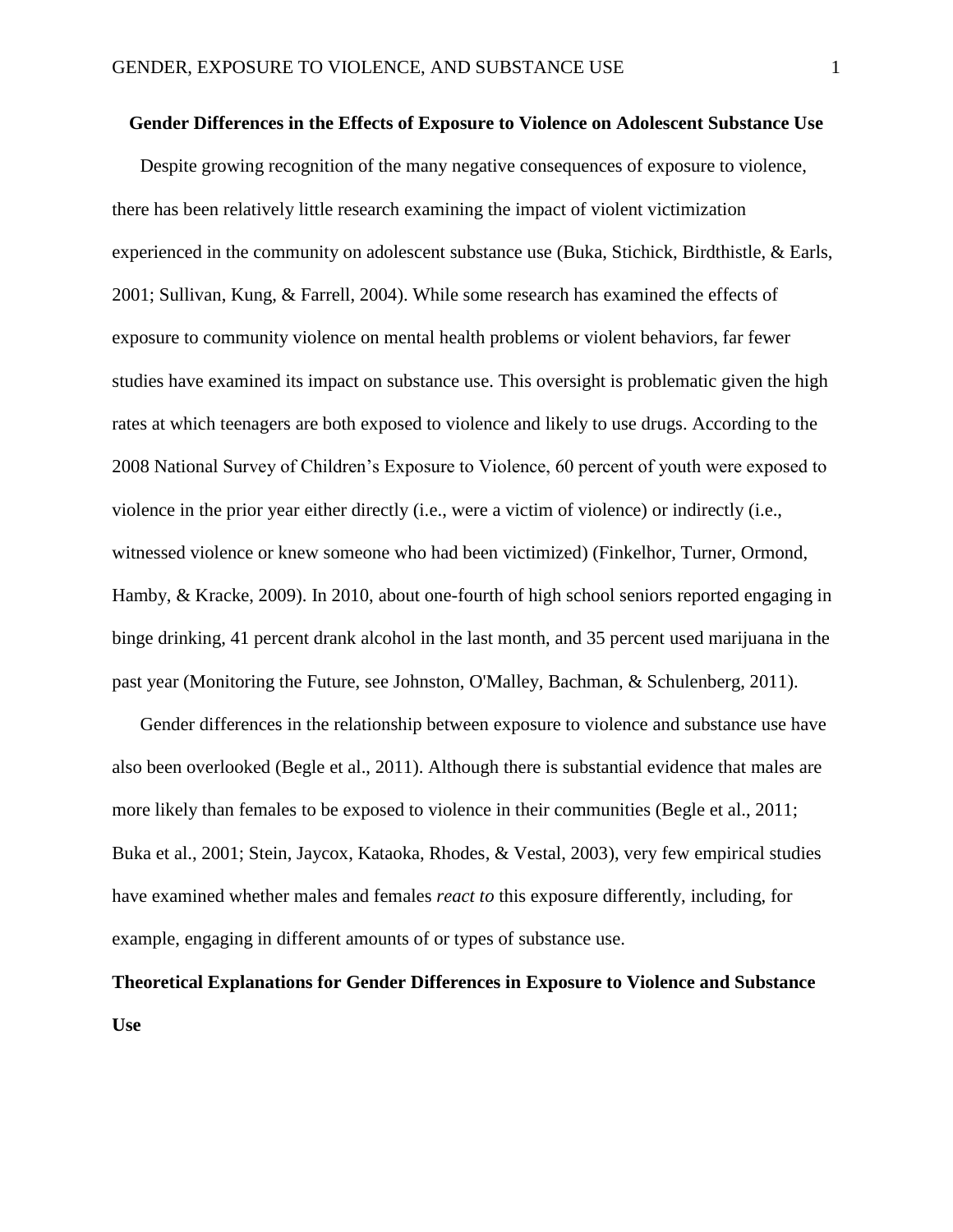## Gender Differences in the Effects of Exposure to Violence on Adolescent Substance Use

Despite growing recognition of the many negative consequences of exposure to violence, there has been relatively little research examining the impact of violent victimization experienced in the community on adolescent substance use (Buka, Stichick, Birdthistle, & Earls, 2001; Sullivan, Kung, & Farrell, 2004). While some research has examined the effects of exposure to community violence on mental health problems or violent behaviors, far fewer studies have examined its impact on substance use. This oversight is problematic given the high rates at which teenagers are both exposed to violence and likely to use drugs. According to the 2008 National Survey of Children's Exposure to Violence, 60 percent of youth were exposed to violence in the prior year either directly (i.e., were a victim of violence) or indirectly (i.e., witnessed violence or knew someone who had been victimized) (Finkelhor, Turner, Ormond, Hamby, & Kracke, 2009). In 2010, about one-fourth of high school seniors reported engaging in binge drinking, 41 percent drank alcohol in the last month, and 35 percent used marijuana in the past year (Monitoring the Future, see Johnston, O'Malley, Bachman, & Schulenberg, 2011).

Gender differences in the relationship between exposure to violence and substance use have also been overlooked (Begle et al., 2011). Although there is substantial evidence that males are more likely than females to be exposed to violence in their communities (Begle et al., 2011; Buka et al., 2001; Stein, Jaycox, Kataoka, Rhodes, & Vestal, 2003), very few empirical studies have examined whether males and females *react to* this exposure differently, including, for example, engaging in different amounts of or types of substance use.

### Theoretical Explanations for Gender Differences in Exposure to Violence and Substance Use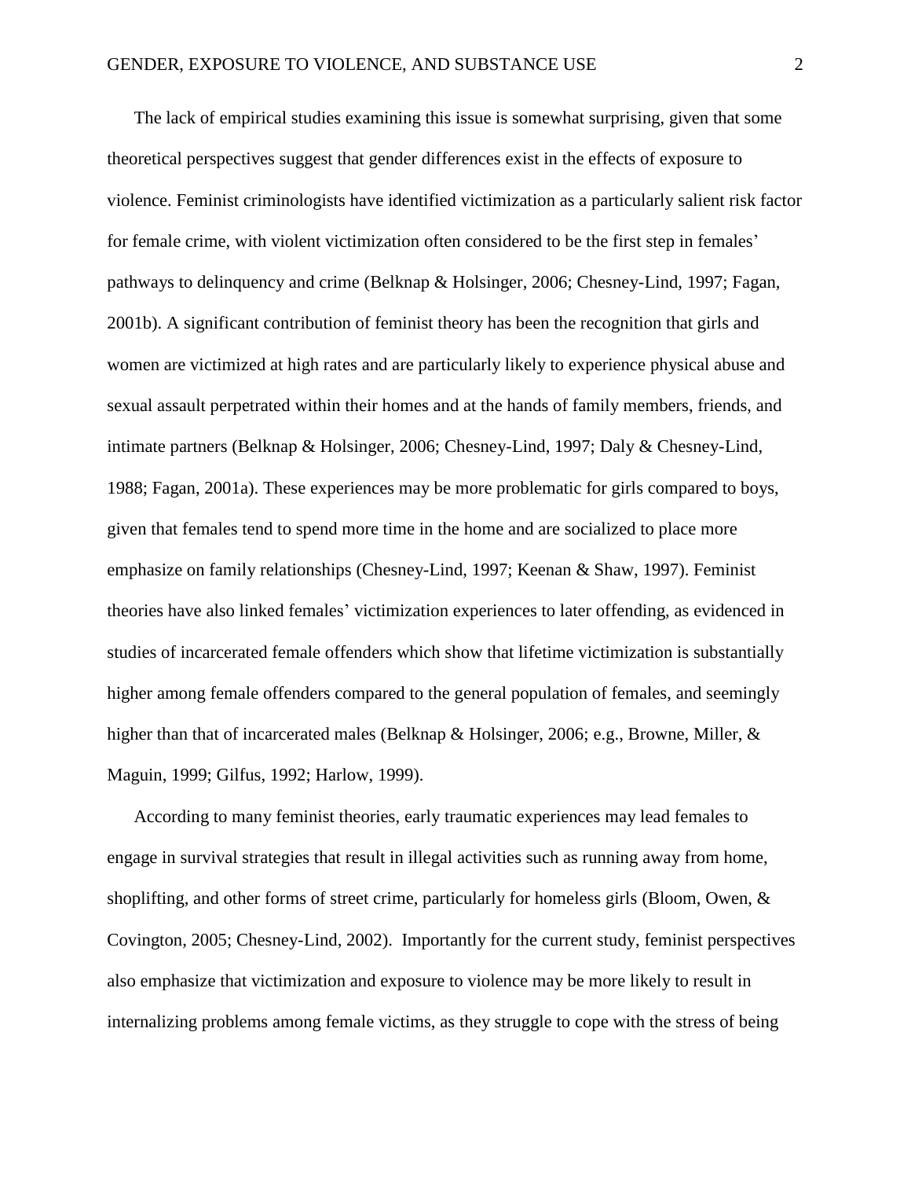The lack of empirical studies examining this issue is somewhat surprising, given that some theoretical perspectives suggest that gender differences exist in the effects of exposure to violence. Feminist criminologists have identified victimization as a particularly salient risk factor for female crime, with violent victimization often considered to be the first step in females' pathways to delinquency and crime (Belknap & Holsinger, 2006; Chesney-Lind, 1997; Fagan, 2001b). A significant contribution of feminist theory has been the recognition that girls and women are victimized at high rates and are particularly likely to experience physical abuse and sexual assault perpetrated within their homes and at the hands of family members, friends, and intimate partners (Belknap & Holsinger, 2006; Chesney-Lind, 1997; Daly & Chesney-Lind, 1988; Fagan, 2001a). These experiences may be more problematic for girls compared to boys, given that females tend to spend more time in the home and are socialized to place more emphasize on family relationships (Chesney-Lind, 1997; Keenan & Shaw, 1997). Feminist theories have also linked females' victimization experiences to later offending, as evidenced in studies of incarcerated female offenders which show that lifetime victimization is substantially higher among female offenders compared to the general population of females, and seemingly higher than that of incarcerated males (Belknap & Holsinger, 2006; e.g., Browne, Miller, & Maguin, 1999; Gilfus, 1992; Harlow, 1999).

According to many feminist theories, early traumatic experiences may lead females to engage in survival strategies that result in illegal activities such as running away from home, shoplifting, and other forms of street crime, particularly for homeless girls (Bloom, Owen, & Covington, 2005; Chesney-Lind, 2002). Importantly for the current study, feminist perspectives also emphasize that victimization and exposure to violence may be more likely to result in internalizing problems among female victims, as they struggle to cope with the stress of being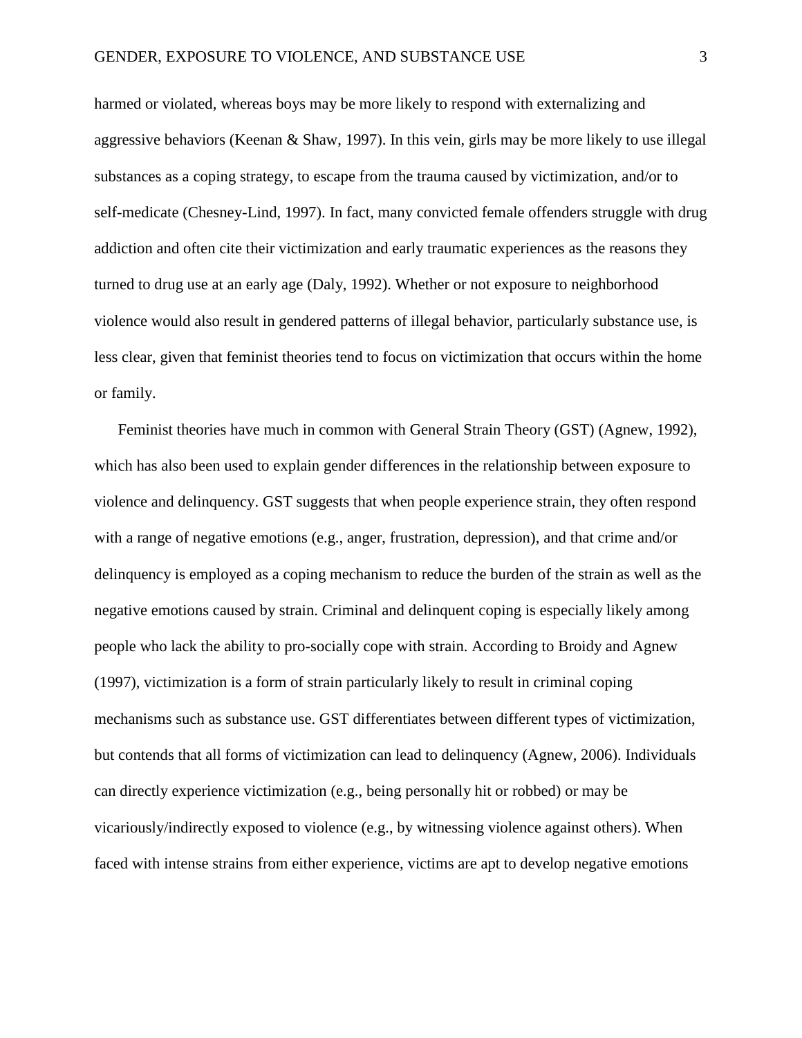harmed or violated, whereas boys may be more likely to respond with externalizing and aggressive behaviors (Keenan & Shaw, 1997). In this vein, girls may be more likely to use illegal substances as a coping strategy, to escape from the trauma caused by victimization, and/or to self-medicate (Chesney-Lind, 1997). In fact, many convicted female offenders struggle with drug addiction and often cite their victimization and early traumatic experiences as the reasons they turned to drug use at an early age (Daly, 1992). Whether or not exposure to neighborhood violence would also result in gendered patterns of illegal behavior, particularly substance use, is less clear, given that feminist theories tend to focus on victimization that occurs within the home or family.

Feminist theories have much in common with General Strain Theory (GST) (Agnew, 1992), which has also been used to explain gender differences in the relationship between exposure to violence and delinquency. GST suggests that when people experience strain, they often respond with a range of negative emotions (e.g., anger, frustration, depression), and that crime and/or delinquency is employed as a coping mechanism to reduce the burden of the strain as well as the negative emotions caused by strain. Criminal and delinquent coping is especially likely among people who lack the ability to pro-socially cope with strain. According to Broidy and Agnew (1997), victimization is a form of strain particularly likely to result in criminal coping mechanisms such as substance use. GST differentiates between different types of victimization, but contends that all forms of victimization can lead to delinquency (Agnew, 2006). Individuals can directly experience victimization (e.g., being personally hit or robbed) or may be vicariously/indirectly exposed to violence (e.g., by witnessing violence against others). When faced with intense strains from either experience, victims are apt to develop negative emotions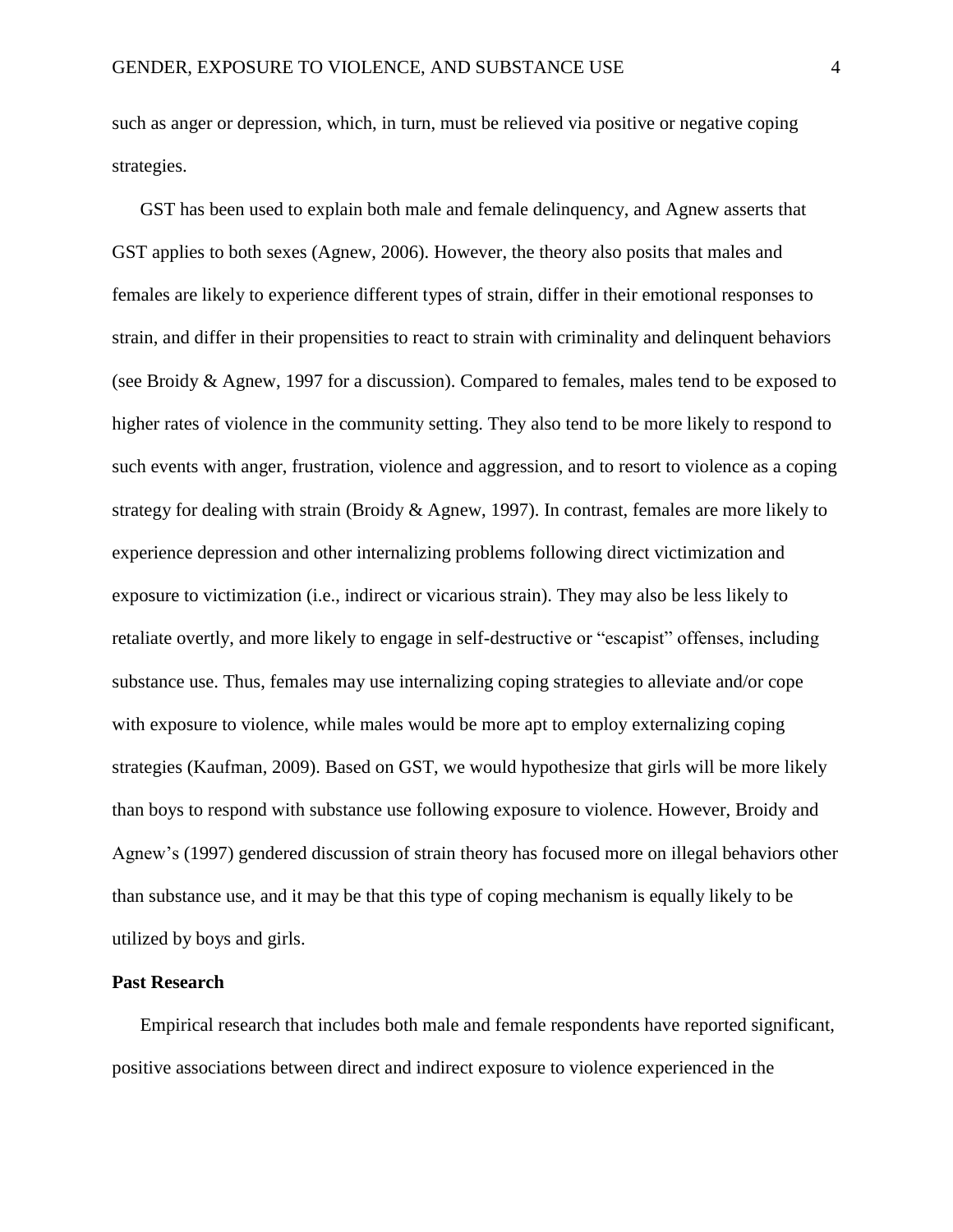such as anger or depression, which, in turn, must be relieved via positive or negative coping strategies.

GST has been used to explain both male and female delinquency, and Agnew asserts that GST applies to both sexes (Agnew, 2006). However, the theory also posits that males and females are likely to experience different types of strain, differ in their emotional responses to strain, and differ in their propensities to react to strain with criminality and delinquent behaviors (see Broidy & Agnew, 1997 for a discussion). Compared to females, males tend to be exposed to higher rates of violence in the community setting. They also tend to be more likely to respond to such events with anger, frustration, violence and aggression, and to resort to violence as a coping strategy for dealing with strain (Broidy & Agnew, 1997). In contrast, females are more likely to experience depression and other internalizing problems following direct victimization and exposure to victimization (i.e., indirect or vicarious strain). They may also be less likely to retaliate overtly, and more likely to engage in self-destructive or "escapist" offenses, including substance use. Thus, females may use internalizing coping strategies to alleviate and/or cope with exposure to violence, while males would be more apt to employ externalizing coping strategies (Kaufman, 2009). Based on GST, we would hypothesize that girls will be more likely than boys to respond with substance use following exposure to violence. However, Broidy and Agnew's (1997) gendered discussion of strain theory has focused more on illegal behaviors other than substance use, and it may be that this type of coping mechanism is equally likely to be utilized by boys and girls.

## Past Research

Empirical research that includes both male and female respondents have reported significant, positive associations between direct and indirect exposure to violence experienced in the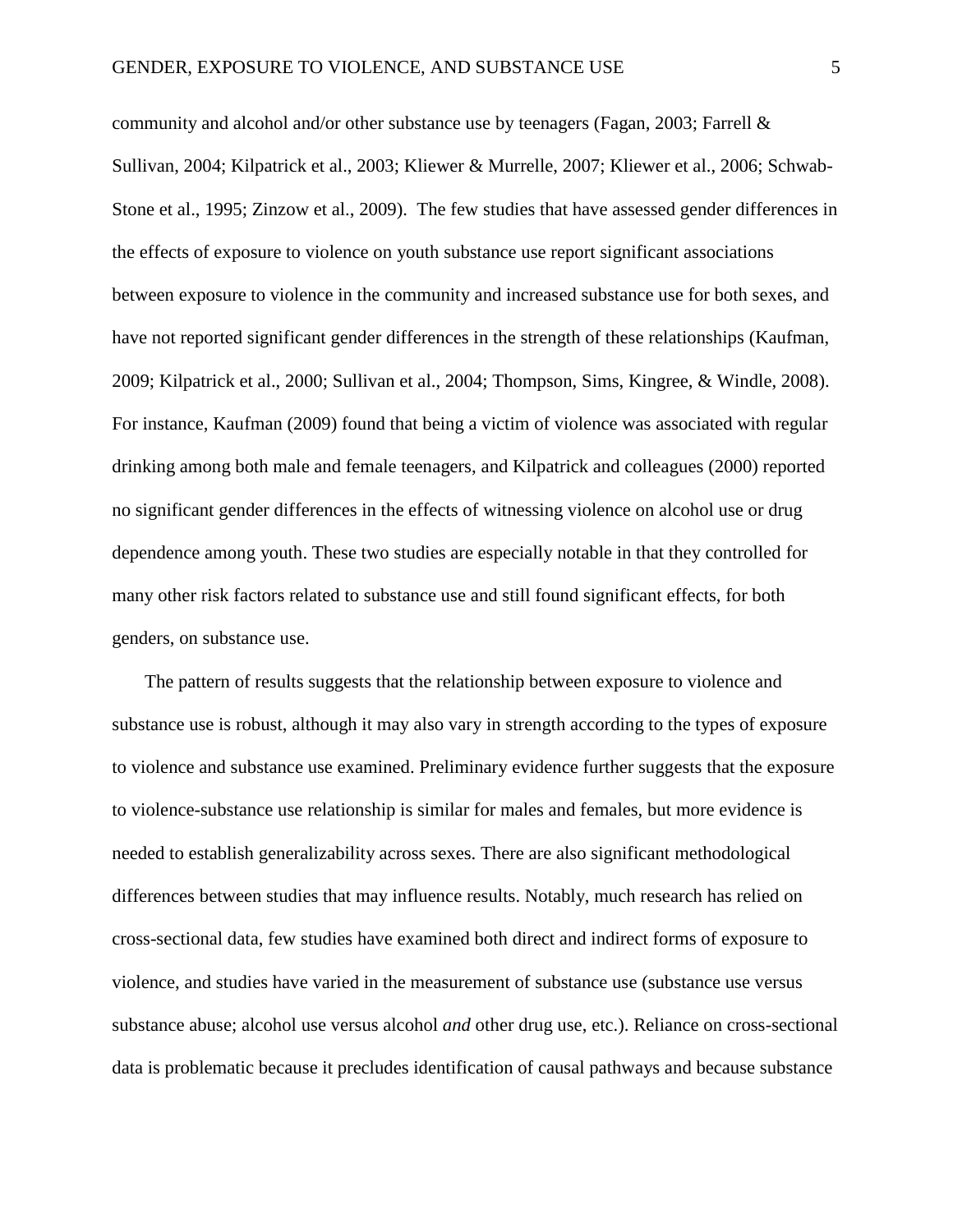community and alcohol and/or other substance use by teenagers (Fagan, 2003; Farrell & Sullivan, 2004; Kilpatrick et al., 2003; Kliewer & Murrelle, 2007; Kliewer et al., 2006; Schwab-Stone et al., 1995; Zinzow et al., 2009). The few studies that have assessed gender differences in the effects of exposure to violence on youth substance use report significant associations between exposure to violence in the community and increased substance use for both sexes, and have not reported significant gender differences in the strength of these relationships (Kaufman, 2009; Kilpatrick et al., 2000; Sullivan et al., 2004; Thompson, Sims, Kingree, & Windle, 2008). For instance, Kaufman (2009) found that being a victim of violence was associated with regular drinking among both male and female teenagers, and Kilpatrick and colleagues (2000) reported no significant gender differences in the effects of witnessing violence on alcohol use or drug dependence among youth. These two studies are especially notable in that they controlled for many other risk factors related to substance use and still found significant effects, for both genders, on substance use.

The pattern of results suggests that the relationship between exposure to violence and substance use is robust, although it may also vary in strength according to the types of exposure to violence and substance use examined. Preliminary evidence further suggests that the exposure to violence-substance use relationship is similar for males and females, but more evidence is needed to establish generalizability across sexes. There are also significant methodological differences between studies that may influence results. Notably, much research has relied on cross-sectional data, few studies have examined both direct and indirect forms of exposure to violence, and studies have varied in the measurement of substance use (substance use versus substance abuse; alcohol use versus alcohol *and* other drug use, etc.). Reliance on cross-sectional data is problematic because it precludes identification of causal pathways and because substance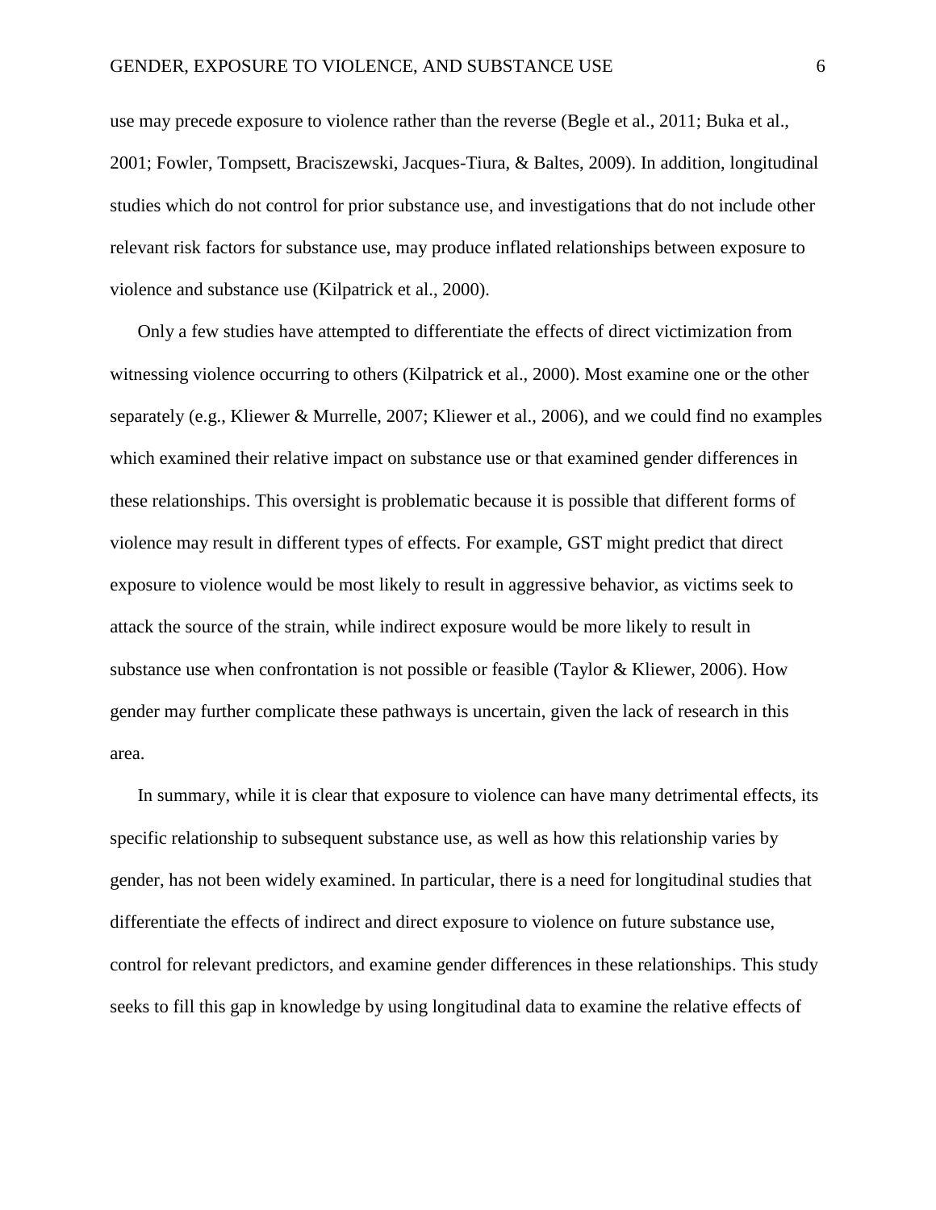use may precede exposure to violence rather than the reverse (Begle et al., 2011; Buka et al., 2001; Fowler, Tompsett, Braciszewski, Jacques-Tiura, & Baltes, 2009). In addition, longitudinal studies which do not control for prior substance use, and investigations that do not include other relevant risk factors for substance use, may produce inflated relationships between exposure to violence and substance use (Kilpatrick et al., 2000).

Only a few studies have attempted to differentiate the effects of direct victimization from witnessing violence occurring to others (Kilpatrick et al., 2000). Most examine one or the other separately (e.g., Kliewer & Murrelle, 2007; Kliewer et al., 2006), and we could find no examples which examined their relative impact on substance use or that examined gender differences in these relationships. This oversight is problematic because it is possible that different forms of violence may result in different types of effects. For example, GST might predict that direct exposure to violence would be most likely to result in aggressive behavior, as victims seek to attack the source of the strain, while indirect exposure would be more likely to result in substance use when confrontation is not possible or feasible (Taylor & Kliewer, 2006). How gender may further complicate these pathways is uncertain, given the lack of research in this area.

In summary, while it is clear that exposure to violence can have many detrimental effects, its specific relationship to subsequent substance use, as well as how this relationship varies by gender, has not been widely examined. In particular, there is a need for longitudinal studies that differentiate the effects of indirect and direct exposure to violence on future substance use, control for relevant predictors, and examine gender differences in these relationships. This study seeks to fill this gap in knowledge by using longitudinal data to examine the relative effects of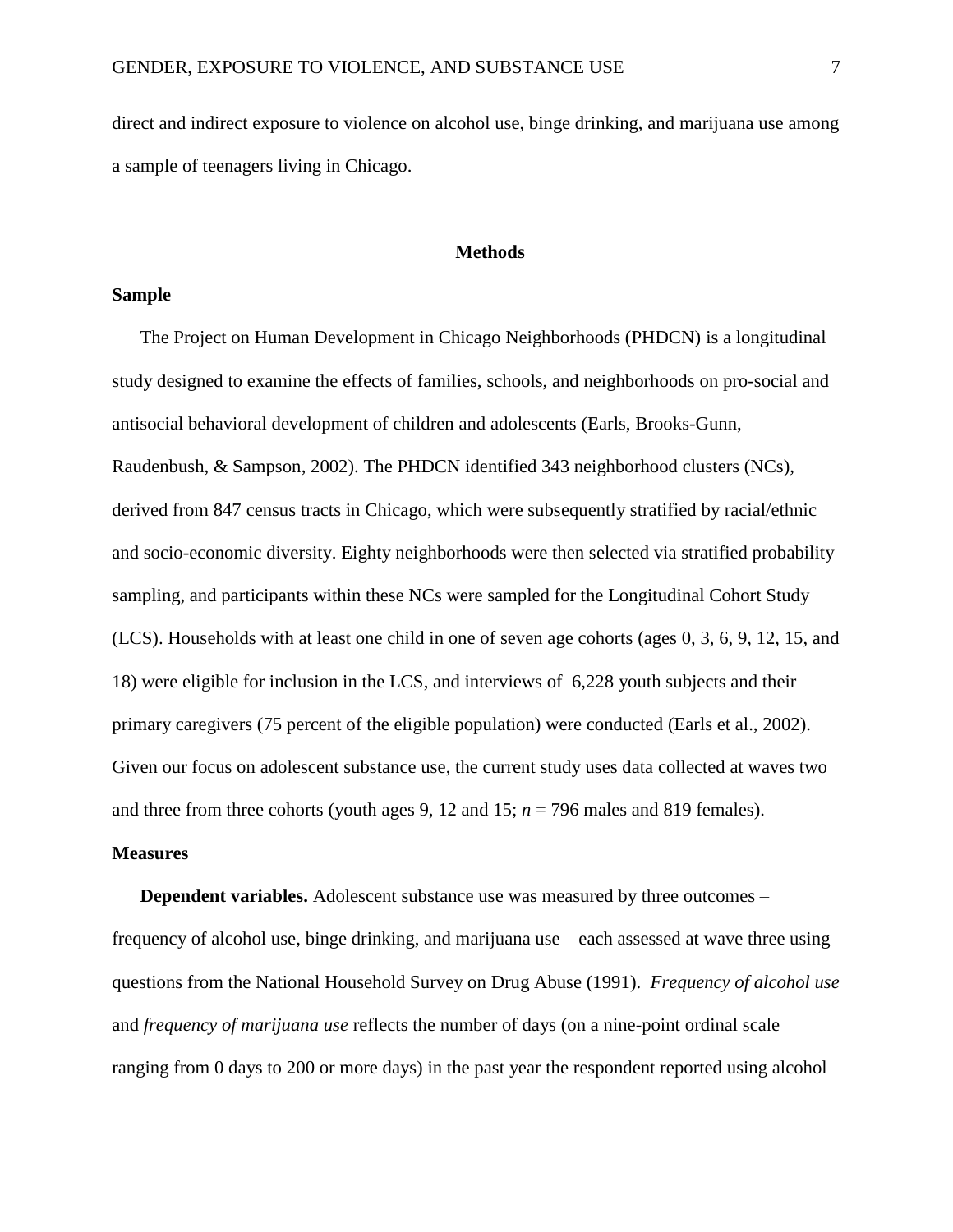direct and indirect exposure to violence on alcohol use, binge drinking, and marijuana use among a sample of teenagers living in Chicago.

## Methods

### Sample

The Project on Human Development in Chicago Neighborhoods (PHDCN) is a longitudinal study designed to examine the effects of families, schools, and neighborhoods on pro-social and antisocial behavioral development of children and adolescents (Earls, Brooks-Gunn, Raudenbush, & Sampson, 2002). The PHDCN identified 343 neighborhood clusters (NCs), derived from 847 census tracts in Chicago, which were subsequently stratified by racial/ethnic and socio-economic diversity. Eighty neighborhoods were then selected via stratified probability sampling, and participants within these NCs were sampled for the Longitudinal Cohort Study (LCS). Households with at least one child in one of seven age cohorts (ages 0, 3, 6, 9, 12, 15, and 18) were eligible for inclusion in the LCS, and interviews of 6,228 youth subjects and their primary caregivers (75 percent of the eligible population) were conducted (Earls et al., 2002). Given our focus on adolescent substance use, the current study uses data collected at waves two and three from three cohorts (youth ages 9, 12 and 15; *n* = 796 males and 819 females).

### Measures

**Dependent variables.** Adolescent substance use was measured by three outcomes – frequency of alcohol use, binge drinking, and marijuana use – each assessed at wave three using questions from the National Household Survey on Drug Abuse (1991). *Frequency of alcohol use* and *frequency of marijuana use* reflects the number of days (on a nine-point ordinal scale ranging from 0 days to 200 or more days) in the past year the respondent reported using alcohol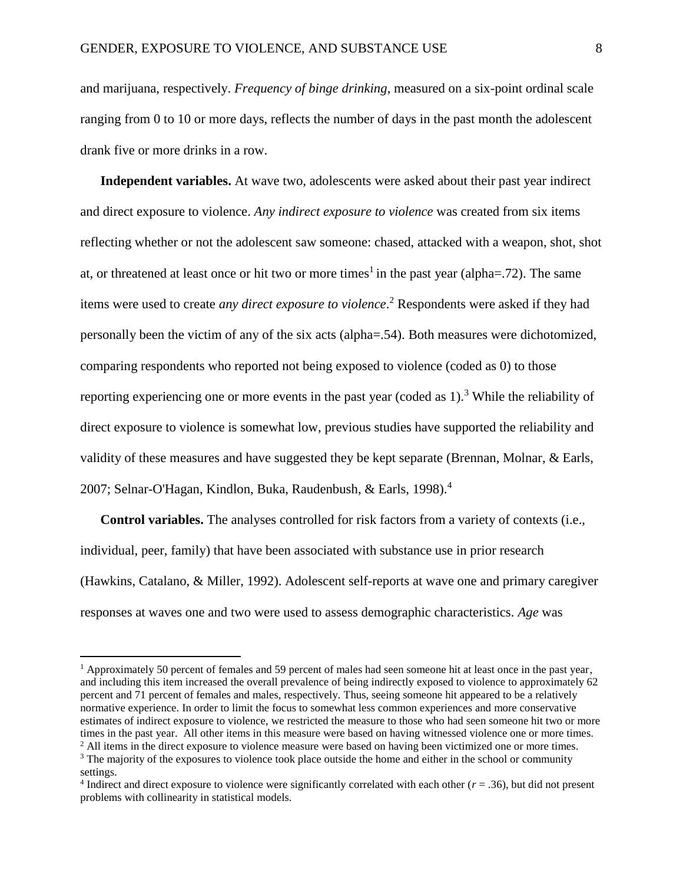and marijuana, respectively. *Frequency of binge drinking*, measured on a six-point ordinal scale ranging from 0 to 10 or more days, reflects the number of days in the past month the adolescent drank five or more drinks in a row.

**Independent variables.** At wave two, adolescents were asked about their past year indirect and direct exposure to violence. *Any indirect exposure to violence* was created from six items reflecting whether or not the adolescent saw someone: chased, attacked with a weapon, shot, shot at, or threatened at least once or hit two or more times[1] in the past year (alpha=.72). The same items were used to create *any direct exposure to violence*.[2] Respondents were asked if they had personally been the victim of any of the six acts (alpha=.54). Both measures were dichotomized, comparing respondents who reported not being exposed to violence (coded as 0) to those reporting experiencing one or more events in the past year (coded as 1).[3] While the reliability of direct exposure to violence is somewhat low, previous studies have supported the reliability and validity of these measures and have suggested they be kept separate (Brennan, Molnar, & Earls, 2007; Selnar-O'Hagan, Kindlon, Buka, Raudenbush, & Earls, 1998).[4]

**Control variables.** The analyses controlled for risk factors from a variety of contexts (i.e., individual, peer, family) that have been associated with substance use in prior research (Hawkins, Catalano, & Miller, 1992). Adolescent self-reports at wave one and primary caregiver responses at waves one and two were used to assess demographic characteristics. *Age* was

---

[1] Approximately 50 percent of females and 59 percent of males had seen someone hit at least once in the past year, and including this item increased the overall prevalence of being indirectly exposed to violence to approximately 62 percent and 71 percent of females and males, respectively. Thus, seeing someone hit appeared to be a relatively normative experience. In order to limit the focus to somewhat less common experiences and more conservative estimates of indirect exposure to violence, we restricted the measure to those who had seen someone hit two or more times in the past year. All other items in this measure were based on having witnessed violence one or more times.

[2] All items in the direct exposure to violence measure were based on having been victimized one or more times.

[3] The majority of the exposures to violence took place outside the home and either in the school or community settings.

[4] Indirect and direct exposure to violence were significantly correlated with each other ($r = .36$), but did not present problems with collinearity in statistical models.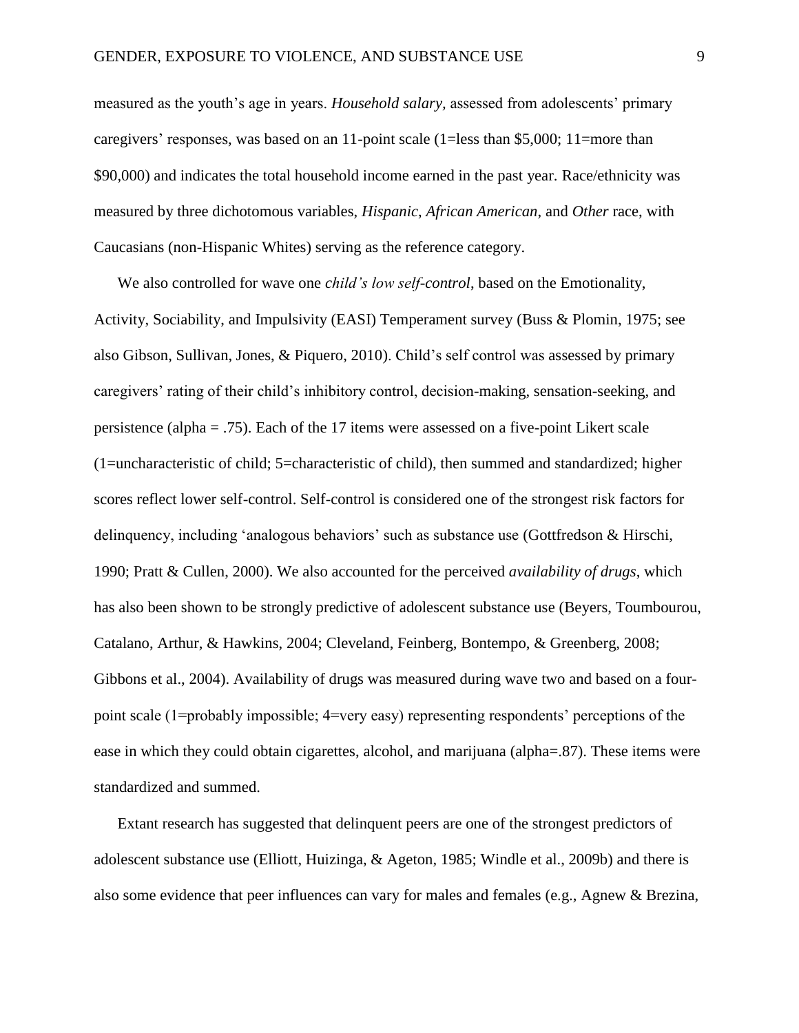measured as the youth's age in years. *Household salary*, assessed from adolescents' primary caregivers' responses, was based on an 11-point scale (1=less than $5,000; 11=more than $90,000) and indicates the total household income earned in the past year. Race/ethnicity was measured by three dichotomous variables, *Hispanic*, *African American*, and *Other* race, with Caucasians (non-Hispanic Whites) serving as the reference category.

We also controlled for wave one *child's low self-control*, based on the Emotionality, Activity, Sociability, and Impulsivity (EASI) Temperament survey (Buss & Plomin, 1975; see also Gibson, Sullivan, Jones, & Piquero, 2010). Child's self control was assessed by primary caregivers' rating of their child's inhibitory control, decision-making, sensation-seeking, and persistence (alpha = .75). Each of the 17 items were assessed on a five-point Likert scale (1=uncharacteristic of child; 5=characteristic of child), then summed and standardized; higher scores reflect lower self-control. Self-control is considered one of the strongest risk factors for delinquency, including 'analogous behaviors' such as substance use (Gottfredson & Hirschi, 1990; Pratt & Cullen, 2000). We also accounted for the perceived *availability of drugs*, which has also been shown to be strongly predictive of adolescent substance use (Beyers, Toumbourou, Catalano, Arthur, & Hawkins, 2004; Cleveland, Feinberg, Bontempo, & Greenberg, 2008; Gibbons et al., 2004). Availability of drugs was measured during wave two and based on a four-point scale (1=probably impossible; 4=very easy) representing respondents' perceptions of the ease in which they could obtain cigarettes, alcohol, and marijuana (alpha=.87). These items were standardized and summed.

Extant research has suggested that delinquent peers are one of the strongest predictors of adolescent substance use (Elliott, Huizinga, & Ageton, 1985; Windle et al., 2009b) and there is also some evidence that peer influences can vary for males and females (e.g., Agnew & Brezina,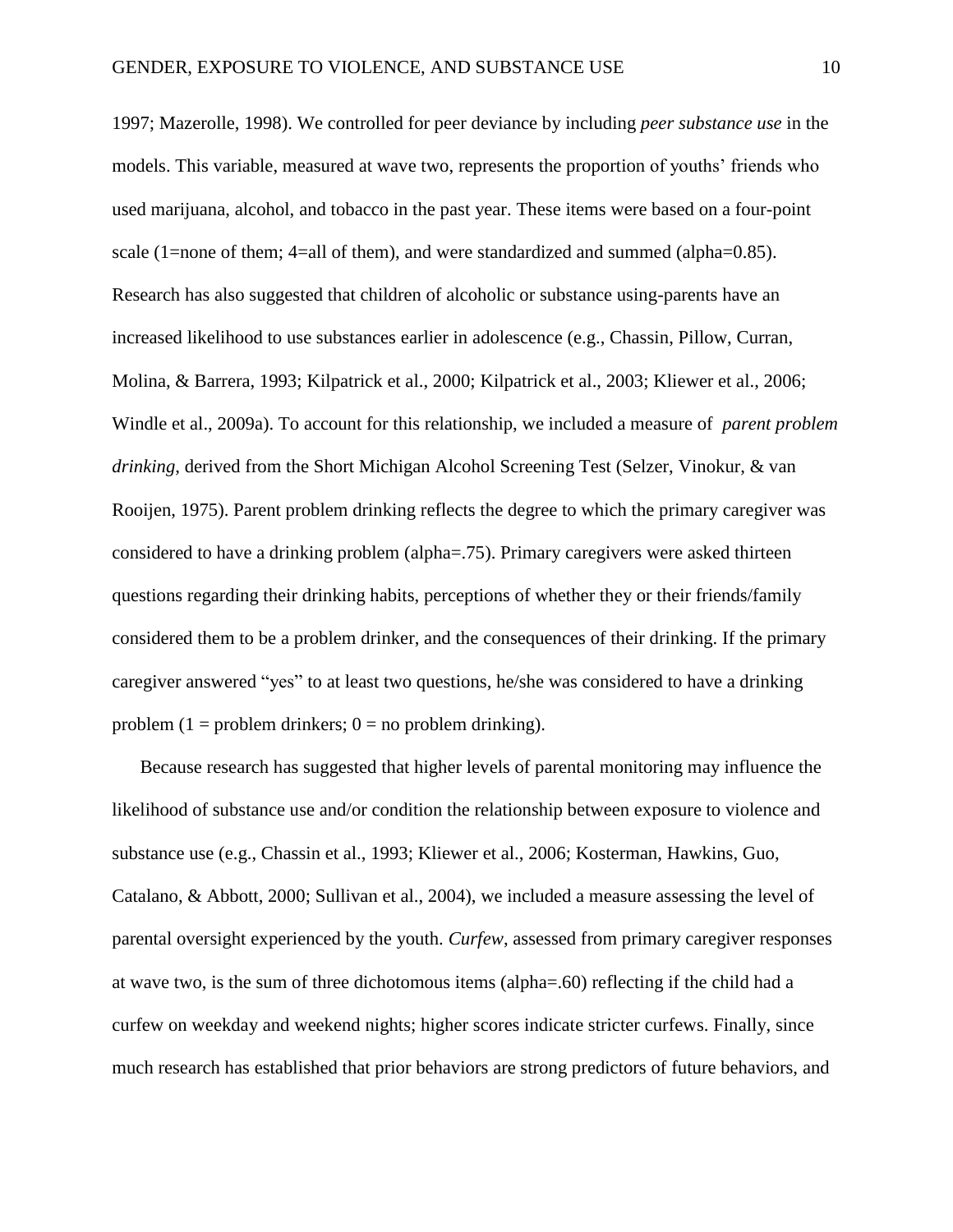1997; Mazerolle, 1998). We controlled for peer deviance by including *peer substance use* in the models. This variable, measured at wave two, represents the proportion of youths' friends who used marijuana, alcohol, and tobacco in the past year. These items were based on a four-point scale (1=none of them; 4=all of them), and were standardized and summed (alpha=0.85). Research has also suggested that children of alcoholic or substance using-parents have an increased likelihood to use substances earlier in adolescence (e.g., Chassin, Pillow, Curran, Molina, & Barrera, 1993; Kilpatrick et al., 2000; Kilpatrick et al., 2003; Kliewer et al., 2006; Windle et al., 2009a). To account for this relationship, we included a measure of *parent problem drinking*, derived from the Short Michigan Alcohol Screening Test (Selzer, Vinokur, & van Rooijen, 1975). Parent problem drinking reflects the degree to which the primary caregiver was considered to have a drinking problem (alpha=.75). Primary caregivers were asked thirteen questions regarding their drinking habits, perceptions of whether they or their friends/family considered them to be a problem drinker, and the consequences of their drinking. If the primary caregiver answered "yes" to at least two questions, he/she was considered to have a drinking problem (1 = problem drinkers; 0 = no problem drinking).

Because research has suggested that higher levels of parental monitoring may influence the likelihood of substance use and/or condition the relationship between exposure to violence and substance use (e.g., Chassin et al., 1993; Kliewer et al., 2006; Kosterman, Hawkins, Guo, Catalano, & Abbott, 2000; Sullivan et al., 2004), we included a measure assessing the level of parental oversight experienced by the youth. *Curfew*, assessed from primary caregiver responses at wave two, is the sum of three dichotomous items (alpha=.60) reflecting if the child had a curfew on weekday and weekend nights; higher scores indicate stricter curfews. Finally, since much research has established that prior behaviors are strong predictors of future behaviors, and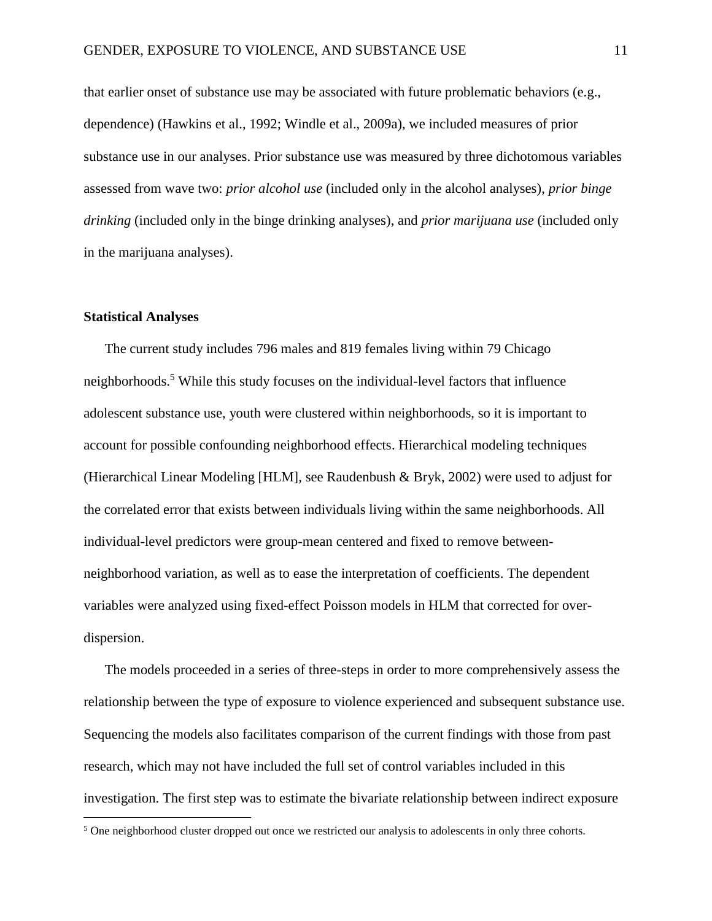that earlier onset of substance use may be associated with future problematic behaviors (e.g., dependence) (Hawkins et al., 1992; Windle et al., 2009a), we included measures of prior substance use in our analyses. Prior substance use was measured by three dichotomous variables assessed from wave two: *prior alcohol use* (included only in the alcohol analyses), *prior binge drinking* (included only in the binge drinking analyses), and *prior marijuana use* (included only in the marijuana analyses).

### Statistical Analyses

The current study includes 796 males and 819 females living within 79 Chicago neighborhoods.[5] While this study focuses on the individual-level factors that influence adolescent substance use, youth were clustered within neighborhoods, so it is important to account for possible confounding neighborhood effects. Hierarchical modeling techniques (Hierarchical Linear Modeling [HLM], see Raudenbush & Bryk, 2002) were used to adjust for the correlated error that exists between individuals living within the same neighborhoods. All individual-level predictors were group-mean centered and fixed to remove between-neighborhood variation, as well as to ease the interpretation of coefficients. The dependent variables were analyzed using fixed-effect Poisson models in HLM that corrected for over-dispersion.

The models proceeded in a series of three-steps in order to more comprehensively assess the relationship between the type of exposure to violence experienced and subsequent substance use. Sequencing the models also facilitates comparison of the current findings with those from past research, which may not have included the full set of control variables included in this investigation. The first step was to estimate the bivariate relationship between indirect exposure

[5] One neighborhood cluster dropped out once we restricted our analysis to adolescents in only three cohorts.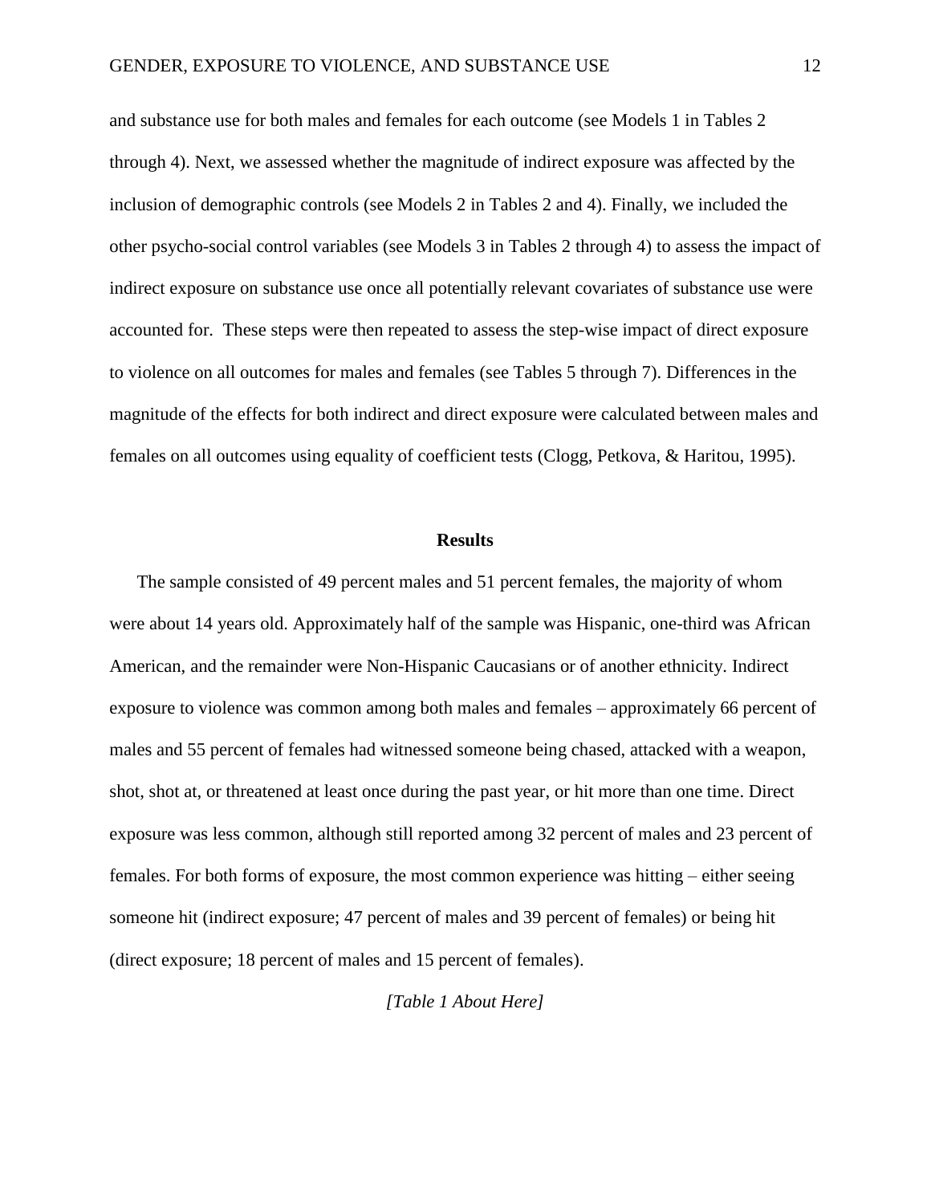and substance use for both males and females for each outcome (see Models 1 in Tables 2 through 4). Next, we assessed whether the magnitude of indirect exposure was affected by the inclusion of demographic controls (see Models 2 in Tables 2 and 4). Finally, we included the other psycho-social control variables (see Models 3 in Tables 2 through 4) to assess the impact of indirect exposure on substance use once all potentially relevant covariates of substance use were accounted for. These steps were then repeated to assess the step-wise impact of direct exposure to violence on all outcomes for males and females (see Tables 5 through 7). Differences in the magnitude of the effects for both indirect and direct exposure were calculated between males and females on all outcomes using equality of coefficient tests (Clogg, Petkova, & Haritou, 1995).

## Results

The sample consisted of 49 percent males and 51 percent females, the majority of whom were about 14 years old. Approximately half of the sample was Hispanic, one-third was African American, and the remainder were Non-Hispanic Caucasians or of another ethnicity. Indirect exposure to violence was common among both males and females – approximately 66 percent of males and 55 percent of females had witnessed someone being chased, attacked with a weapon, shot, shot at, or threatened at least once during the past year, or hit more than one time. Direct exposure was less common, although still reported among 32 percent of males and 23 percent of females. For both forms of exposure, the most common experience was hitting – either seeing someone hit (indirect exposure; 47 percent of males and 39 percent of females) or being hit (direct exposure; 18 percent of males and 15 percent of females).

*[Table 1 About Here]*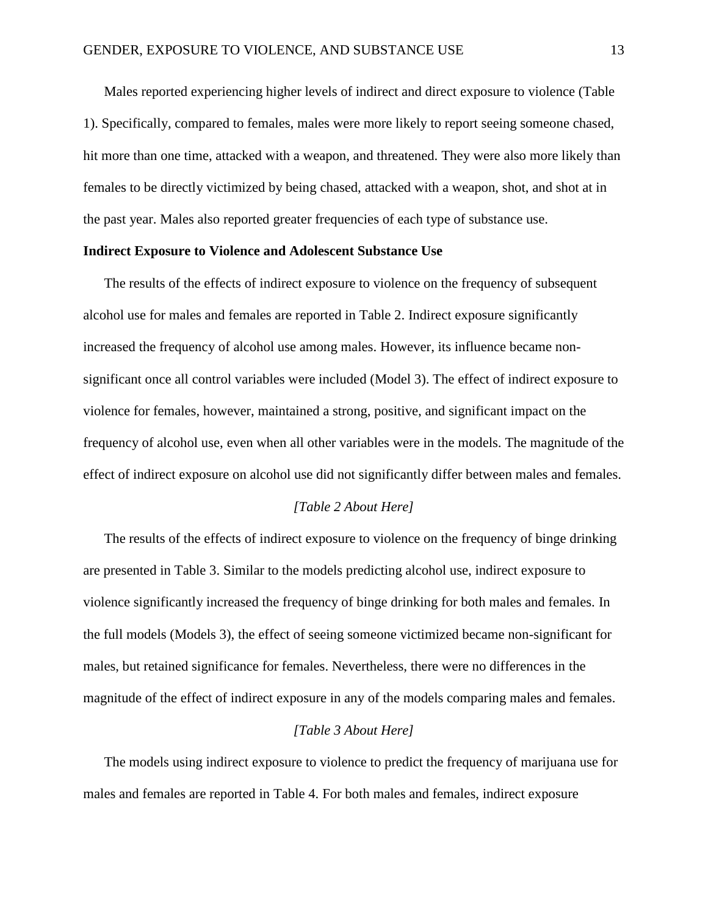Males reported experiencing higher levels of indirect and direct exposure to violence (Table 1). Specifically, compared to females, males were more likely to report seeing someone chased, hit more than one time, attacked with a weapon, and threatened. They were also more likely than females to be directly victimized by being chased, attacked with a weapon, shot, and shot at in the past year. Males also reported greater frequencies of each type of substance use.

**Indirect Exposure to Violence and Adolescent Substance Use**

The results of the effects of indirect exposure to violence on the frequency of subsequent alcohol use for males and females are reported in Table 2. Indirect exposure significantly increased the frequency of alcohol use among males. However, its influence became non-significant once all control variables were included (Model 3). The effect of indirect exposure to violence for females, however, maintained a strong, positive, and significant impact on the frequency of alcohol use, even when all other variables were in the models. The magnitude of the effect of indirect exposure on alcohol use did not significantly differ between males and females.

*[Table 2 About Here]*

The results of the effects of indirect exposure to violence on the frequency of binge drinking are presented in Table 3. Similar to the models predicting alcohol use, indirect exposure to violence significantly increased the frequency of binge drinking for both males and females. In the full models (Models 3), the effect of seeing someone victimized became non-significant for males, but retained significance for females. Nevertheless, there were no differences in the magnitude of the effect of indirect exposure in any of the models comparing males and females.

*[Table 3 About Here]*

The models using indirect exposure to violence to predict the frequency of marijuana use for males and females are reported in Table 4. For both males and females, indirect exposure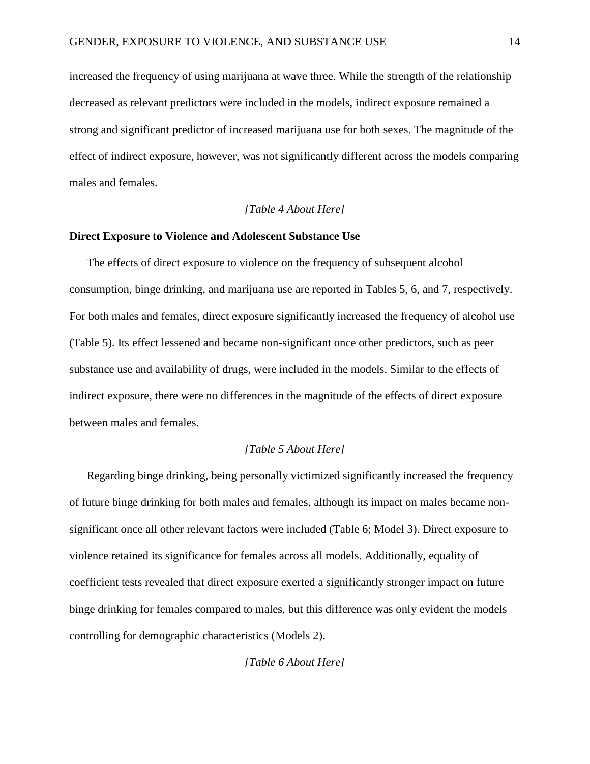increased the frequency of using marijuana at wave three. While the strength of the relationship decreased as relevant predictors were included in the models, indirect exposure remained a strong and significant predictor of increased marijuana use for both sexes. The magnitude of the effect of indirect exposure, however, was not significantly different across the models comparing males and females.

*[Table 4 About Here]*

**Direct Exposure to Violence and Adolescent Substance Use**

The effects of direct exposure to violence on the frequency of subsequent alcohol consumption, binge drinking, and marijuana use are reported in Tables 5, 6, and 7, respectively. For both males and females, direct exposure significantly increased the frequency of alcohol use (Table 5). Its effect lessened and became non-significant once other predictors, such as peer substance use and availability of drugs, were included in the models. Similar to the effects of indirect exposure, there were no differences in the magnitude of the effects of direct exposure between males and females.

*[Table 5 About Here]*

Regarding binge drinking, being personally victimized significantly increased the frequency of future binge drinking for both males and females, although its impact on males became non-significant once all other relevant factors were included (Table 6; Model 3). Direct exposure to violence retained its significance for females across all models. Additionally, equality of coefficient tests revealed that direct exposure exerted a significantly stronger impact on future binge drinking for females compared to males, but this difference was only evident the models controlling for demographic characteristics (Models 2).

*[Table 6 About Here]*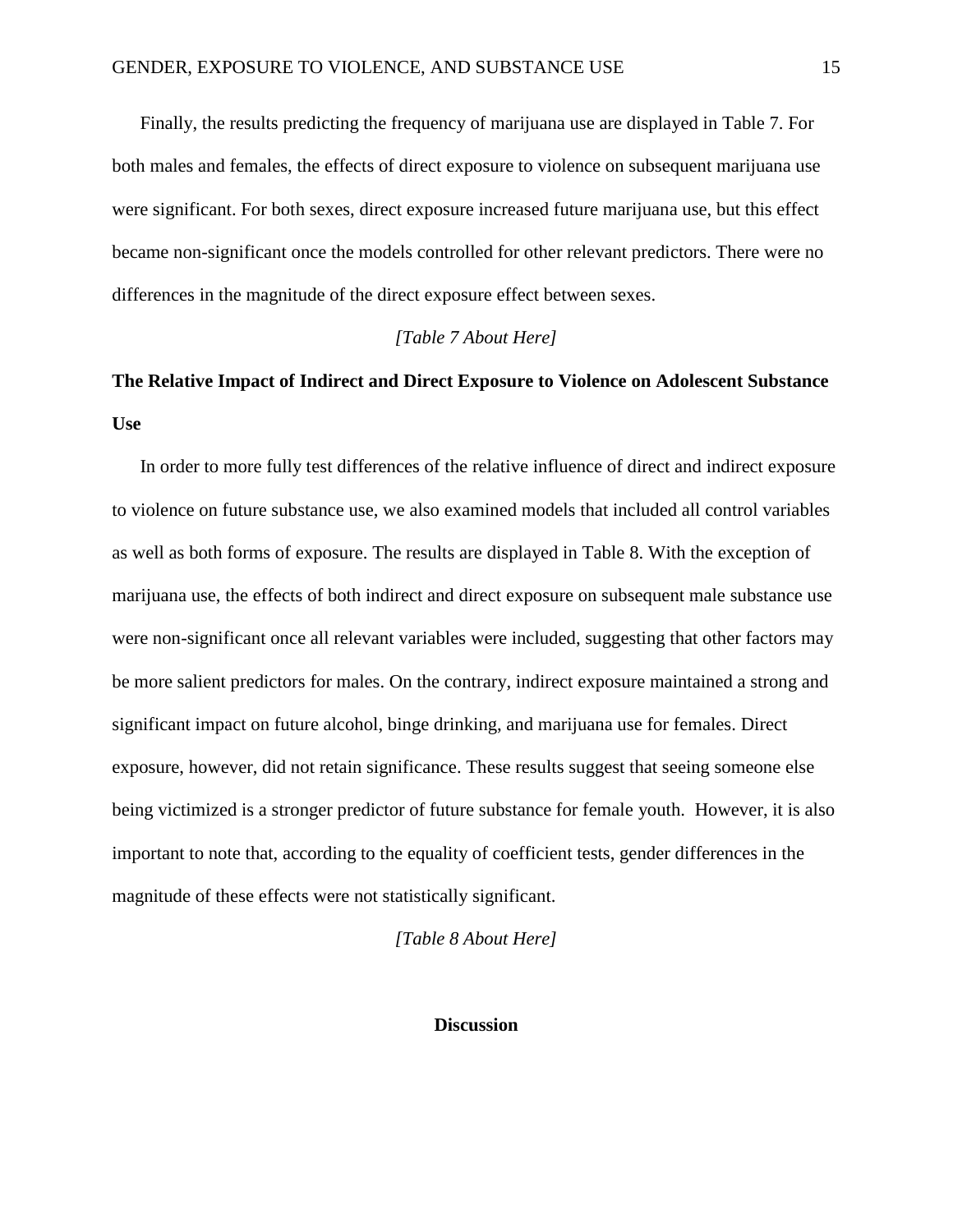Finally, the results predicting the frequency of marijuana use are displayed in Table 7. For both males and females, the effects of direct exposure to violence on subsequent marijuana use were significant. For both sexes, direct exposure increased future marijuana use, but this effect became non-significant once the models controlled for other relevant predictors. There were no differences in the magnitude of the direct exposure effect between sexes.

*[Table 7 About Here]*

**The Relative Impact of Indirect and Direct Exposure to Violence on Adolescent Substance Use**

In order to more fully test differences of the relative influence of direct and indirect exposure to violence on future substance use, we also examined models that included all control variables as well as both forms of exposure. The results are displayed in Table 8. With the exception of marijuana use, the effects of both indirect and direct exposure on subsequent male substance use were non-significant once all relevant variables were included, suggesting that other factors may be more salient predictors for males. On the contrary, indirect exposure maintained a strong and significant impact on future alcohol, binge drinking, and marijuana use for females. Direct exposure, however, did not retain significance. These results suggest that seeing someone else being victimized is a stronger predictor of future substance for female youth. However, it is also important to note that, according to the equality of coefficient tests, gender differences in the magnitude of these effects were not statistically significant.

*[Table 8 About Here]*

## Discussion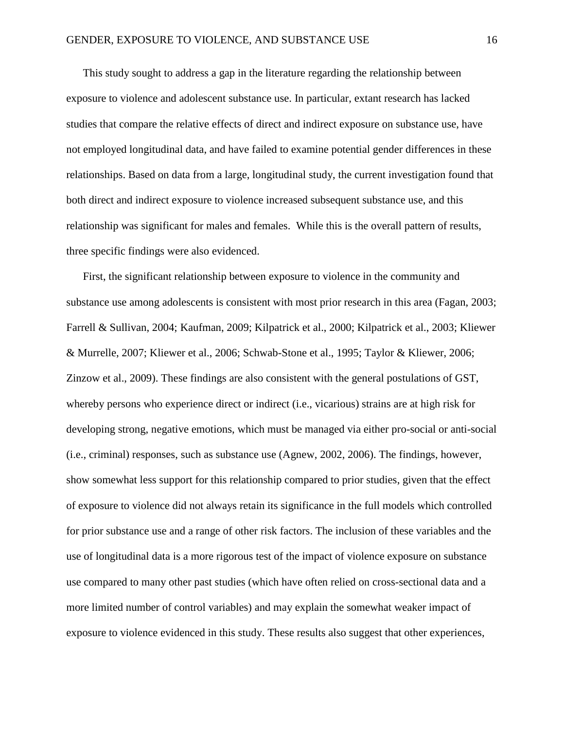This study sought to address a gap in the literature regarding the relationship between exposure to violence and adolescent substance use. In particular, extant research has lacked studies that compare the relative effects of direct and indirect exposure on substance use, have not employed longitudinal data, and have failed to examine potential gender differences in these relationships. Based on data from a large, longitudinal study, the current investigation found that both direct and indirect exposure to violence increased subsequent substance use, and this relationship was significant for males and females. While this is the overall pattern of results, three specific findings were also evidenced.

First, the significant relationship between exposure to violence in the community and substance use among adolescents is consistent with most prior research in this area (Fagan, 2003; Farrell & Sullivan, 2004; Kaufman, 2009; Kilpatrick et al., 2000; Kilpatrick et al., 2003; Kliewer & Murrelle, 2007; Kliewer et al., 2006; Schwab-Stone et al., 1995; Taylor & Kliewer, 2006; Zinzow et al., 2009). These findings are also consistent with the general postulations of GST, whereby persons who experience direct or indirect (i.e., vicarious) strains are at high risk for developing strong, negative emotions, which must be managed via either pro-social or anti-social (i.e., criminal) responses, such as substance use (Agnew, 2002, 2006). The findings, however, show somewhat less support for this relationship compared to prior studies, given that the effect of exposure to violence did not always retain its significance in the full models which controlled for prior substance use and a range of other risk factors. The inclusion of these variables and the use of longitudinal data is a more rigorous test of the impact of violence exposure on substance use compared to many other past studies (which have often relied on cross-sectional data and a more limited number of control variables) and may explain the somewhat weaker impact of exposure to violence evidenced in this study. These results also suggest that other experiences,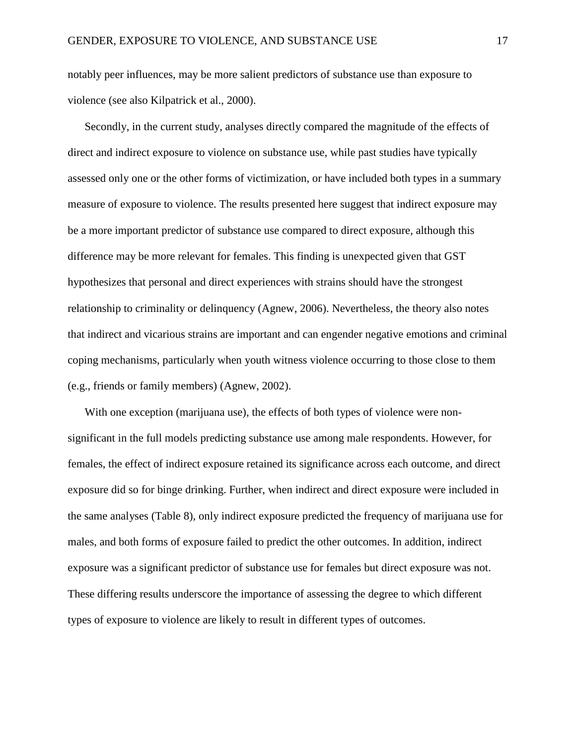notably peer influences, may be more salient predictors of substance use than exposure to violence (see also Kilpatrick et al., 2000).

Secondly, in the current study, analyses directly compared the magnitude of the effects of direct and indirect exposure to violence on substance use, while past studies have typically assessed only one or the other forms of victimization, or have included both types in a summary measure of exposure to violence. The results presented here suggest that indirect exposure may be a more important predictor of substance use compared to direct exposure, although this difference may be more relevant for females. This finding is unexpected given that GST hypothesizes that personal and direct experiences with strains should have the strongest relationship to criminality or delinquency (Agnew, 2006). Nevertheless, the theory also notes that indirect and vicarious strains are important and can engender negative emotions and criminal coping mechanisms, particularly when youth witness violence occurring to those close to them (e.g., friends or family members) (Agnew, 2002).

With one exception (marijuana use), the effects of both types of violence were non-significant in the full models predicting substance use among male respondents. However, for females, the effect of indirect exposure retained its significance across each outcome, and direct exposure did so for binge drinking. Further, when indirect and direct exposure were included in the same analyses (Table 8), only indirect exposure predicted the frequency of marijuana use for males, and both forms of exposure failed to predict the other outcomes. In addition, indirect exposure was a significant predictor of substance use for females but direct exposure was not. These differing results underscore the importance of assessing the degree to which different types of exposure to violence are likely to result in different types of outcomes.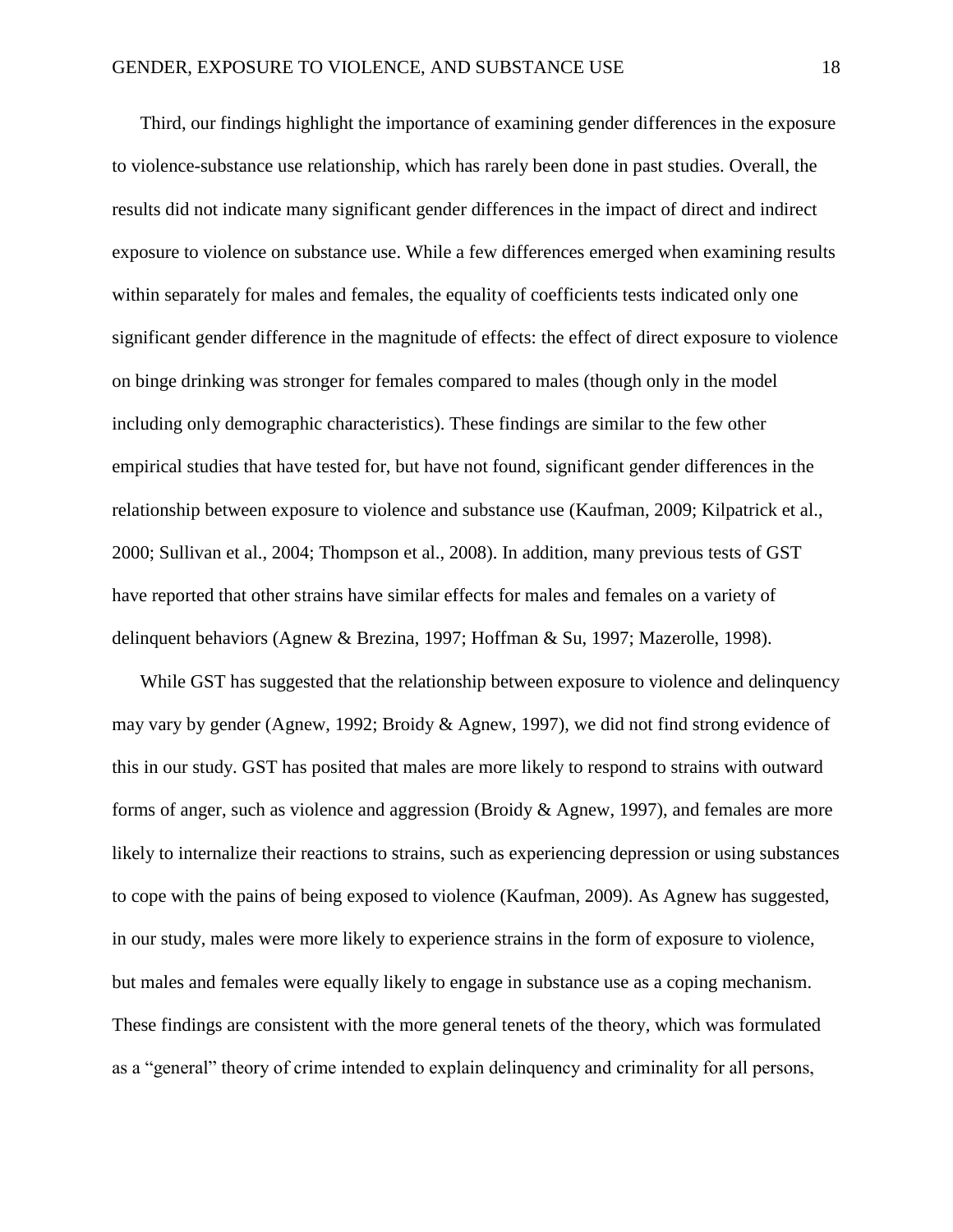Third, our findings highlight the importance of examining gender differences in the exposure to violence-substance use relationship, which has rarely been done in past studies. Overall, the results did not indicate many significant gender differences in the impact of direct and indirect exposure to violence on substance use. While a few differences emerged when examining results within separately for males and females, the equality of coefficients tests indicated only one significant gender difference in the magnitude of effects: the effect of direct exposure to violence on binge drinking was stronger for females compared to males (though only in the model including only demographic characteristics). These findings are similar to the few other empirical studies that have tested for, but have not found, significant gender differences in the relationship between exposure to violence and substance use (Kaufman, 2009; Kilpatrick et al., 2000; Sullivan et al., 2004; Thompson et al., 2008). In addition, many previous tests of GST have reported that other strains have similar effects for males and females on a variety of delinquent behaviors (Agnew & Brezina, 1997; Hoffman & Su, 1997; Mazerolle, 1998).

While GST has suggested that the relationship between exposure to violence and delinquency may vary by gender (Agnew, 1992; Broidy & Agnew, 1997), we did not find strong evidence of this in our study. GST has posited that males are more likely to respond to strains with outward forms of anger, such as violence and aggression (Broidy & Agnew, 1997), and females are more likely to internalize their reactions to strains, such as experiencing depression or using substances to cope with the pains of being exposed to violence (Kaufman, 2009). As Agnew has suggested, in our study, males were more likely to experience strains in the form of exposure to violence, but males and females were equally likely to engage in substance use as a coping mechanism. These findings are consistent with the more general tenets of the theory, which was formulated as a "general" theory of crime intended to explain delinquency and criminality for all persons,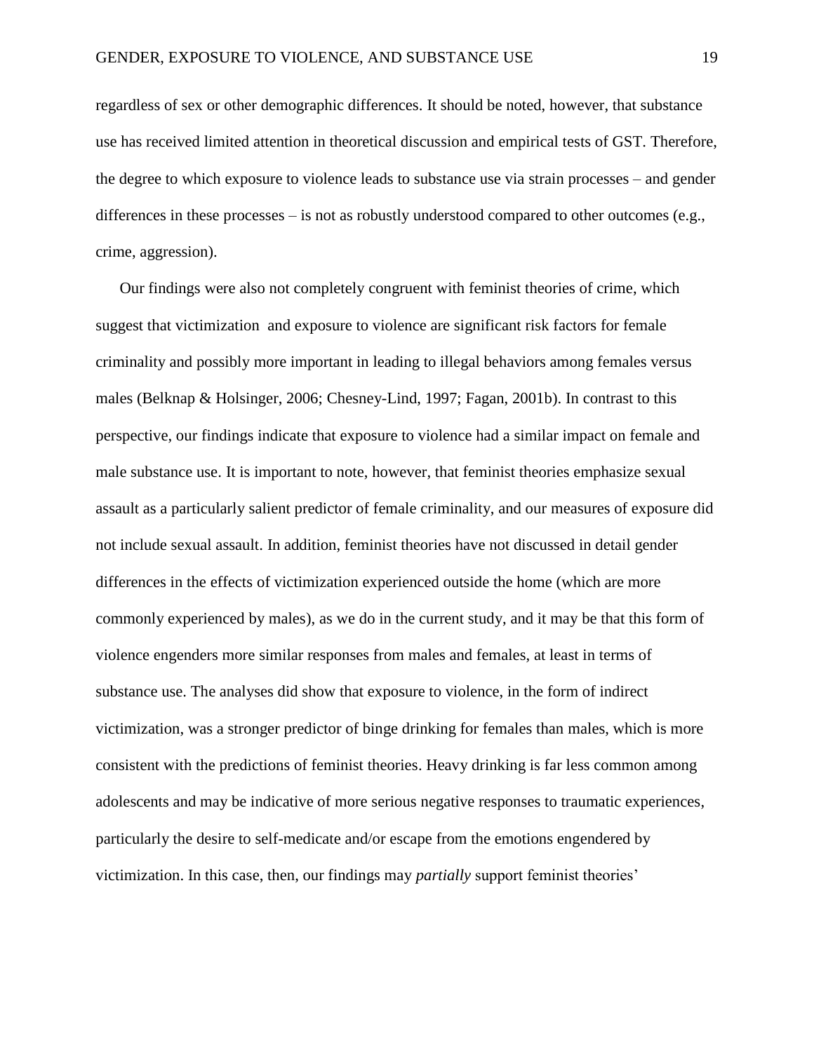regardless of sex or other demographic differences. It should be noted, however, that substance use has received limited attention in theoretical discussion and empirical tests of GST. Therefore, the degree to which exposure to violence leads to substance use via strain processes – and gender differences in these processes – is not as robustly understood compared to other outcomes (e.g., crime, aggression).

Our findings were also not completely congruent with feminist theories of crime, which suggest that victimization and exposure to violence are significant risk factors for female criminality and possibly more important in leading to illegal behaviors among females versus males (Belknap & Holsinger, 2006; Chesney-Lind, 1997; Fagan, 2001b). In contrast to this perspective, our findings indicate that exposure to violence had a similar impact on female and male substance use. It is important to note, however, that feminist theories emphasize sexual assault as a particularly salient predictor of female criminality, and our measures of exposure did not include sexual assault. In addition, feminist theories have not discussed in detail gender differences in the effects of victimization experienced outside the home (which are more commonly experienced by males), as we do in the current study, and it may be that this form of violence engenders more similar responses from males and females, at least in terms of substance use. The analyses did show that exposure to violence, in the form of indirect victimization, was a stronger predictor of binge drinking for females than males, which is more consistent with the predictions of feminist theories. Heavy drinking is far less common among adolescents and may be indicative of more serious negative responses to traumatic experiences, particularly the desire to self-medicate and/or escape from the emotions engendered by victimization. In this case, then, our findings may *partially* support feminist theories'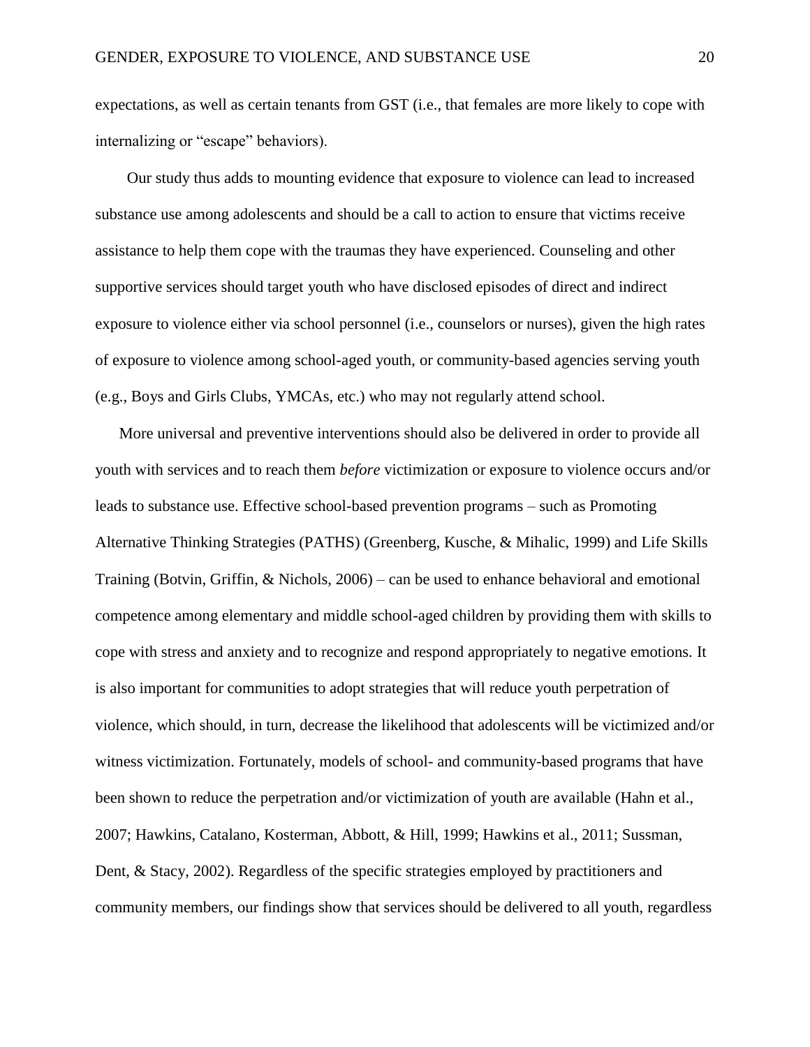expectations, as well as certain tenants from GST (i.e., that females are more likely to cope with internalizing or "escape" behaviors).

Our study thus adds to mounting evidence that exposure to violence can lead to increased substance use among adolescents and should be a call to action to ensure that victims receive assistance to help them cope with the traumas they have experienced. Counseling and other supportive services should target youth who have disclosed episodes of direct and indirect exposure to violence either via school personnel (i.e., counselors or nurses), given the high rates of exposure to violence among school-aged youth, or community-based agencies serving youth (e.g., Boys and Girls Clubs, YMCAs, etc.) who may not regularly attend school.

More universal and preventive interventions should also be delivered in order to provide all youth with services and to reach them *before* victimization or exposure to violence occurs and/or leads to substance use. Effective school-based prevention programs – such as Promoting Alternative Thinking Strategies (PATHS) (Greenberg, Kusche, & Mihalic, 1999) and Life Skills Training (Botvin, Griffin, & Nichols, 2006) – can be used to enhance behavioral and emotional competence among elementary and middle school-aged children by providing them with skills to cope with stress and anxiety and to recognize and respond appropriately to negative emotions. It is also important for communities to adopt strategies that will reduce youth perpetration of violence, which should, in turn, decrease the likelihood that adolescents will be victimized and/or witness victimization. Fortunately, models of school- and community-based programs that have been shown to reduce the perpetration and/or victimization of youth are available (Hahn et al., 2007; Hawkins, Catalano, Kosterman, Abbott, & Hill, 1999; Hawkins et al., 2011; Sussman, Dent, & Stacy, 2002). Regardless of the specific strategies employed by practitioners and community members, our findings show that services should be delivered to all youth, regardless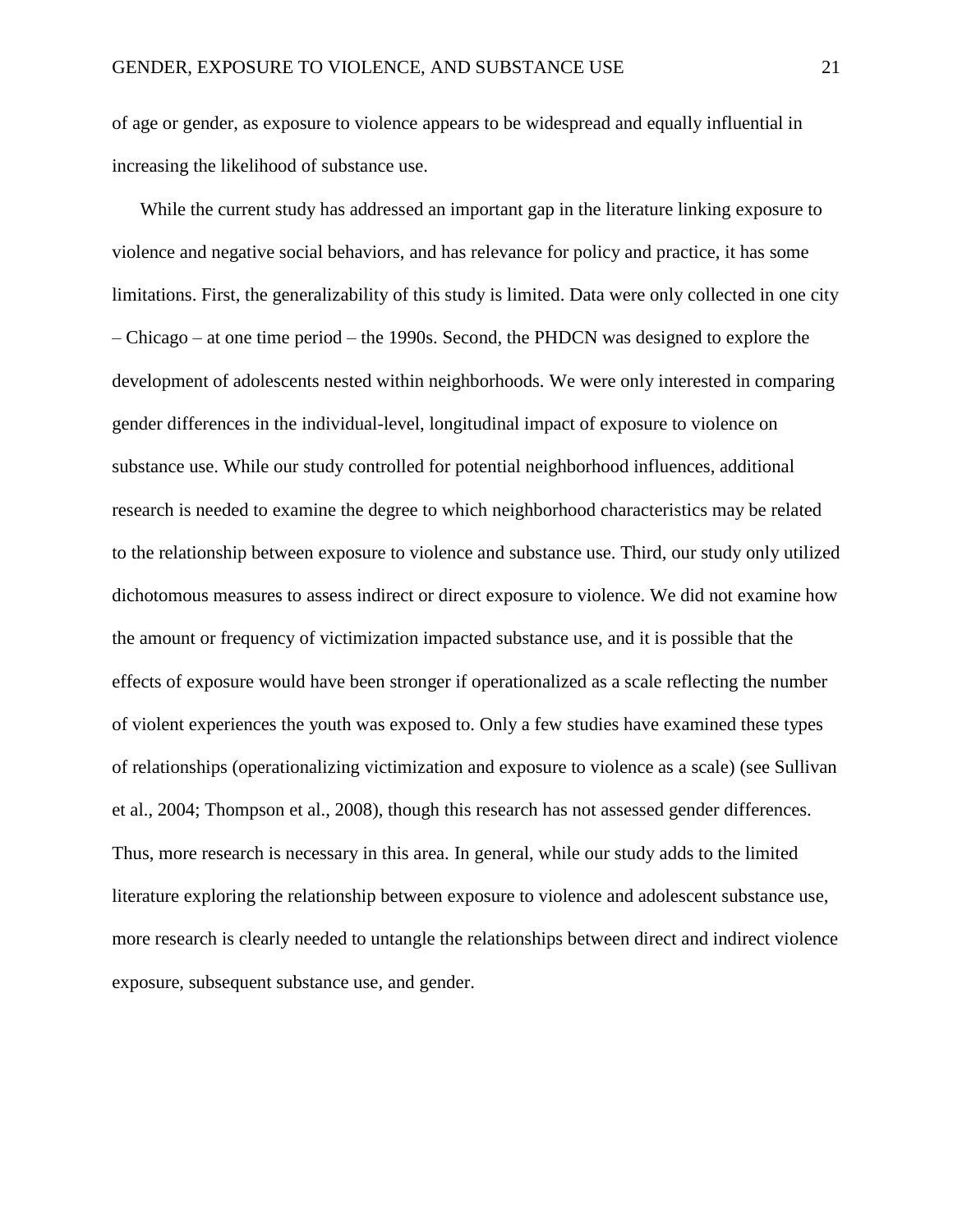of age or gender, as exposure to violence appears to be widespread and equally influential in increasing the likelihood of substance use.

While the current study has addressed an important gap in the literature linking exposure to violence and negative social behaviors, and has relevance for policy and practice, it has some limitations. First, the generalizability of this study is limited. Data were only collected in one city – Chicago – at one time period – the 1990s. Second, the PHDCN was designed to explore the development of adolescents nested within neighborhoods. We were only interested in comparing gender differences in the individual-level, longitudinal impact of exposure to violence on substance use. While our study controlled for potential neighborhood influences, additional research is needed to examine the degree to which neighborhood characteristics may be related to the relationship between exposure to violence and substance use. Third, our study only utilized dichotomous measures to assess indirect or direct exposure to violence. We did not examine how the amount or frequency of victimization impacted substance use, and it is possible that the effects of exposure would have been stronger if operationalized as a scale reflecting the number of violent experiences the youth was exposed to. Only a few studies have examined these types of relationships (operationalizing victimization and exposure to violence as a scale) (see Sullivan et al., 2004; Thompson et al., 2008), though this research has not assessed gender differences. Thus, more research is necessary in this area. In general, while our study adds to the limited literature exploring the relationship between exposure to violence and adolescent substance use, more research is clearly needed to untangle the relationships between direct and indirect violence exposure, subsequent substance use, and gender.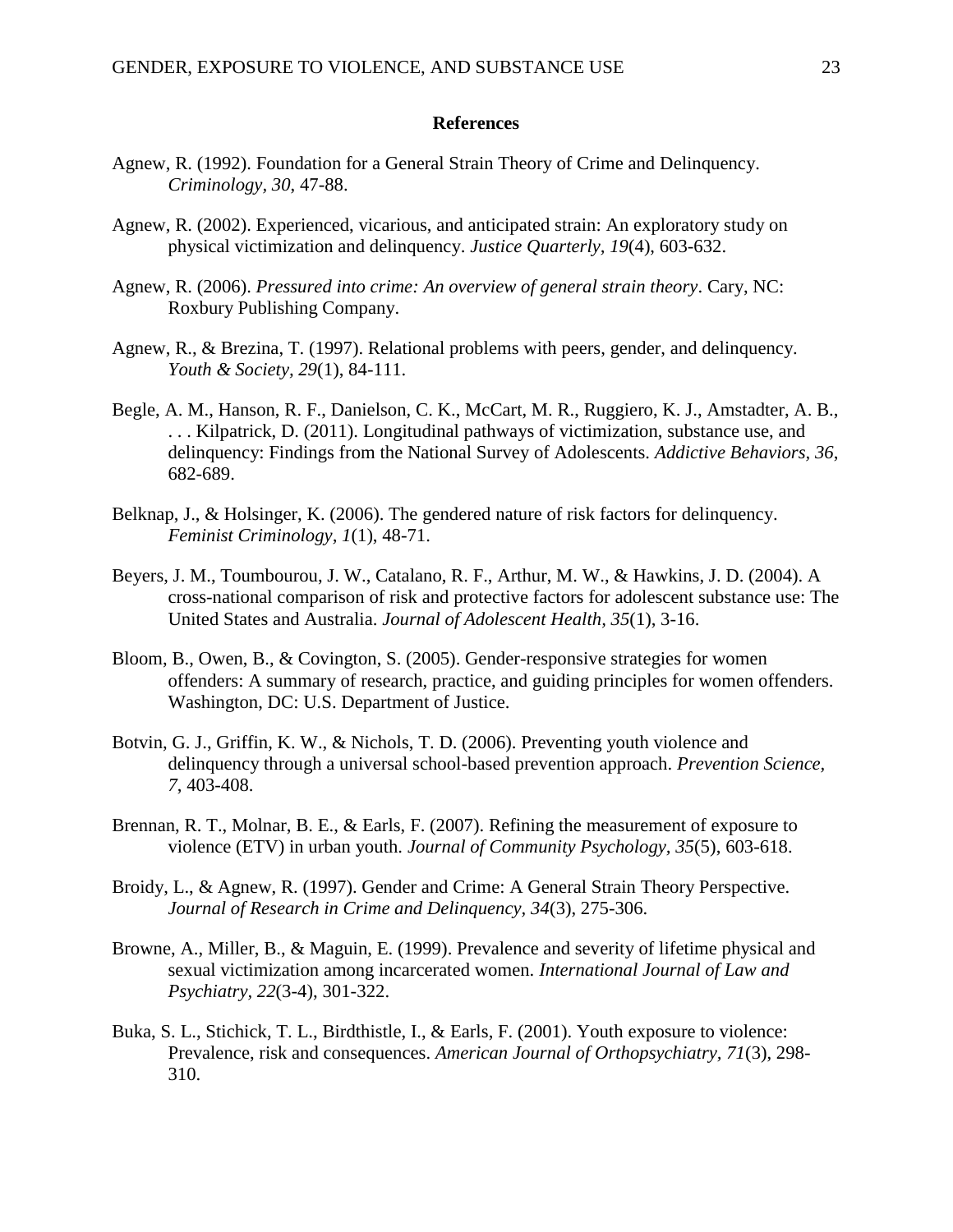**References**

Agnew, R. (1992). Foundation for a General Strain Theory of Crime and Delinquency. *Criminology, 30*, 47-88.

Agnew, R. (2002). Experienced, vicarious, and anticipated strain: An exploratory study on physical victimization and delinquency. *Justice Quarterly, 19*(4), 603-632.

Agnew, R. (2006). *Pressured into crime: An overview of general strain theory*. Cary, NC: Roxbury Publishing Company.

Agnew, R., & Brezina, T. (1997). Relational problems with peers, gender, and delinquency. *Youth & Society, 29*(1), 84-111.

Begle, A. M., Hanson, R. F., Danielson, C. K., McCart, M. R., Ruggiero, K. J., Amstadter, A. B., . . . Kilpatrick, D. (2011). Longitudinal pathways of victimization, substance use, and delinquency: Findings from the National Survey of Adolescents. *Addictive Behaviors, 36*, 682-689.

Belknap, J., & Holsinger, K. (2006). The gendered nature of risk factors for delinquency. *Feminist Criminology, 1*(1), 48-71.

Beyers, J. M., Toumbourou, J. W., Catalano, R. F., Arthur, M. W., & Hawkins, J. D. (2004). A cross-national comparison of risk and protective factors for adolescent substance use: The United States and Australia. *Journal of Adolescent Health, 35*(1), 3-16.

Bloom, B., Owen, B., & Covington, S. (2005). Gender-responsive strategies for women offenders: A summary of research, practice, and guiding principles for women offenders. Washington, DC: U.S. Department of Justice.

Botvin, G. J., Griffin, K. W., & Nichols, T. D. (2006). Preventing youth violence and delinquency through a universal school-based prevention approach. *Prevention Science, 7*, 403-408.

Brennan, R. T., Molnar, B. E., & Earls, F. (2007). Refining the measurement of exposure to violence (ETV) in urban youth. *Journal of Community Psychology, 35*(5), 603-618.

Broidy, L., & Agnew, R. (1997). Gender and Crime: A General Strain Theory Perspective. *Journal of Research in Crime and Delinquency, 34*(3), 275-306.

Browne, A., Miller, B., & Maguin, E. (1999). Prevalence and severity of lifetime physical and sexual victimization among incarcerated women. *International Journal of Law and Psychiatry, 22*(3-4), 301-322.

Buka, S. L., Stichick, T. L., Birdthistle, I., & Earls, F. (2001). Youth exposure to violence: Prevalence, risk and consequences. *American Journal of Orthopsychiatry, 71*(3), 298-310.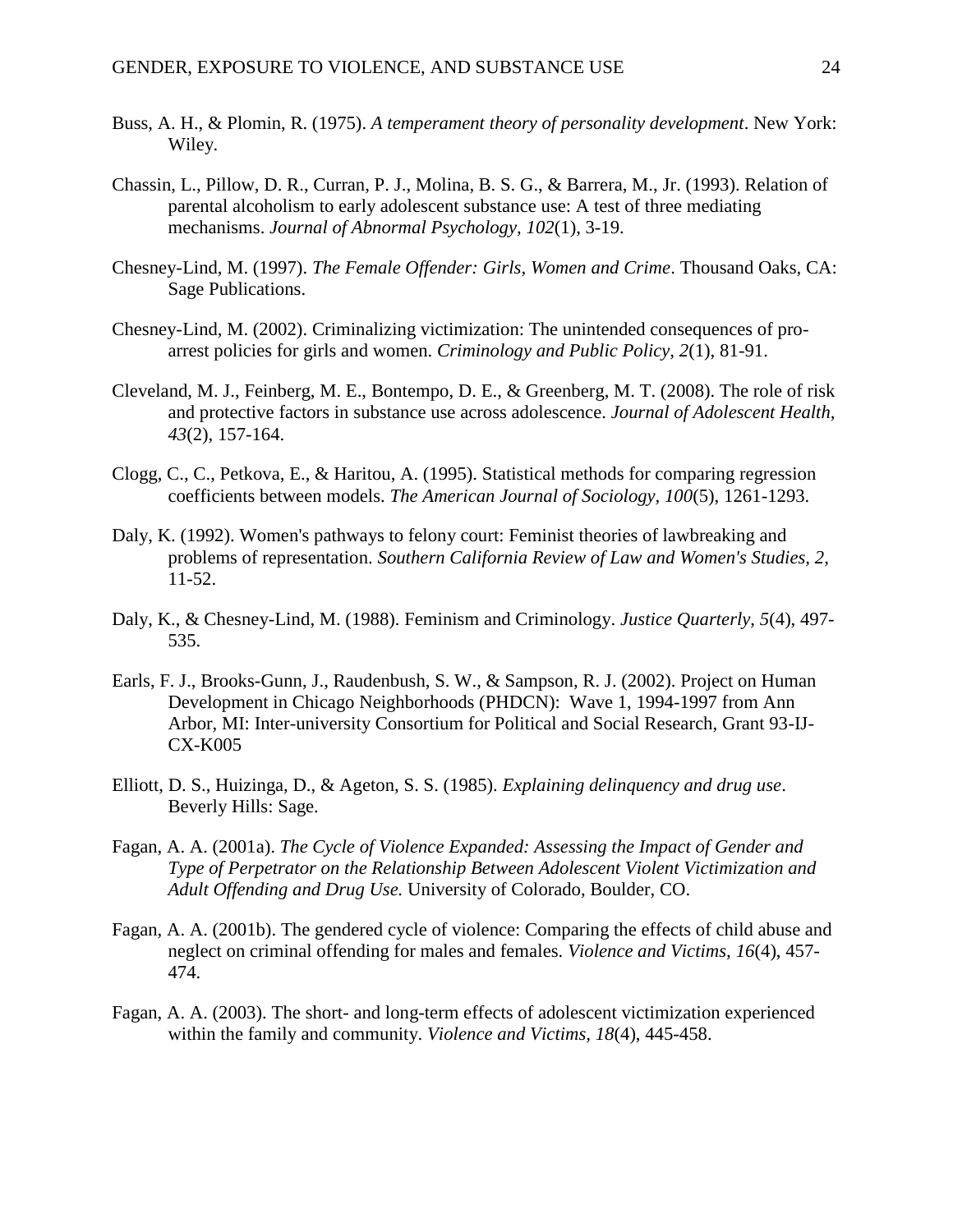Buss, A. H., & Plomin, R. (1975). *A temperament theory of personality development*. New York: Wiley.

Chassin, L., Pillow, D. R., Curran, P. J., Molina, B. S. G., & Barrera, M., Jr. (1993). Relation of parental alcoholism to early adolescent substance use: A test of three mediating mechanisms. *Journal of Abnormal Psychology, 102*(1), 3-19.

Chesney-Lind, M. (1997). *The Female Offender: Girls, Women and Crime*. Thousand Oaks, CA: Sage Publications.

Chesney-Lind, M. (2002). Criminalizing victimization: The unintended consequences of pro-arrest policies for girls and women. *Criminology and Public Policy, 2*(1), 81-91.

Cleveland, M. J., Feinberg, M. E., Bontempo, D. E., & Greenberg, M. T. (2008). The role of risk and protective factors in substance use across adolescence. *Journal of Adolescent Health, 43*(2), 157-164.

Clogg, C., C., Petkova, E., & Haritou, A. (1995). Statistical methods for comparing regression coefficients between models. *The American Journal of Sociology, 100*(5), 1261-1293.

Daly, K. (1992). Women's pathways to felony court: Feminist theories of lawbreaking and problems of representation. *Southern California Review of Law and Women's Studies, 2*, 11-52.

Daly, K., & Chesney-Lind, M. (1988). Feminism and Criminology. *Justice Quarterly, 5*(4), 497-535.

Earls, F. J., Brooks-Gunn, J., Raudenbush, S. W., & Sampson, R. J. (2002). Project on Human Development in Chicago Neighborhoods (PHDCN): Wave 1, 1994-1997 from Ann Arbor, MI: Inter-university Consortium for Political and Social Research, Grant 93-IJ-CX-K005

Elliott, D. S., Huizinga, D., & Ageton, S. S. (1985). *Explaining delinquency and drug use*. Beverly Hills: Sage.

Fagan, A. A. (2001a). *The Cycle of Violence Expanded: Assessing the Impact of Gender and Type of Perpetrator on the Relationship Between Adolescent Violent Victimization and Adult Offending and Drug Use.* University of Colorado, Boulder, CO.

Fagan, A. A. (2001b). The gendered cycle of violence: Comparing the effects of child abuse and neglect on criminal offending for males and females. *Violence and Victims, 16*(4), 457-474.

Fagan, A. A. (2003). The short- and long-term effects of adolescent victimization experienced within the family and community. *Violence and Victims, 18*(4), 445-458.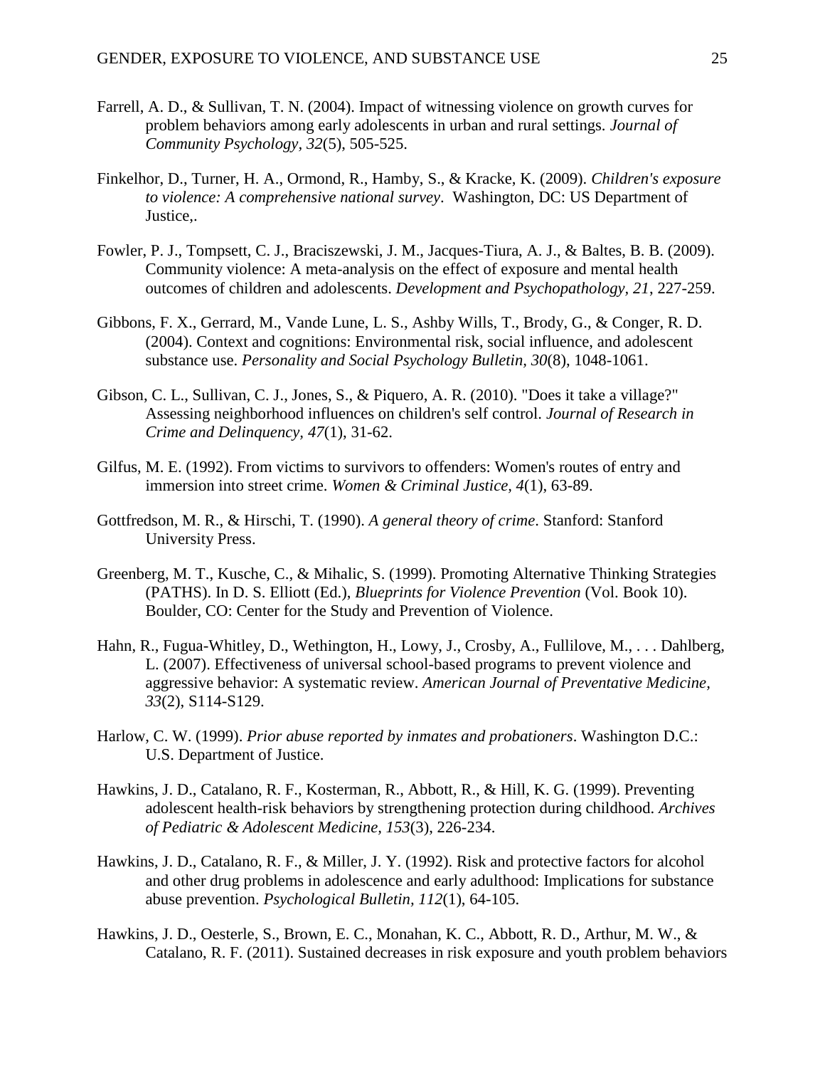Farrell, A. D., & Sullivan, T. N. (2004). Impact of witnessing violence on growth curves for problem behaviors among early adolescents in urban and rural settings. *Journal of Community Psychology, 32*(5), 505-525.

Finkelhor, D., Turner, H. A., Ormond, R., Hamby, S., & Kracke, K. (2009). *Children's exposure to violence: A comprehensive national survey*. Washington, DC: US Department of Justice,.

Fowler, P. J., Tompsett, C. J., Braciszewski, J. M., Jacques-Tiura, A. J., & Baltes, B. B. (2009). Community violence: A meta-analysis on the effect of exposure and mental health outcomes of children and adolescents. *Development and Psychopathology, 21*, 227-259.

Gibbons, F. X., Gerrard, M., Vande Lune, L. S., Ashby Wills, T., Brody, G., & Conger, R. D. (2004). Context and cognitions: Environmental risk, social influence, and adolescent substance use. *Personality and Social Psychology Bulletin, 30*(8), 1048-1061.

Gibson, C. L., Sullivan, C. J., Jones, S., & Piquero, A. R. (2010). "Does it take a village?" Assessing neighborhood influences on children's self control. *Journal of Research in Crime and Delinquency, 47*(1), 31-62.

Gilfus, M. E. (1992). From victims to survivors to offenders: Women's routes of entry and immersion into street crime. *Women & Criminal Justice, 4*(1), 63-89.

Gottfredson, M. R., & Hirschi, T. (1990). *A general theory of crime*. Stanford: Stanford University Press.

Greenberg, M. T., Kusche, C., & Mihalic, S. (1999). Promoting Alternative Thinking Strategies (PATHS). In D. S. Elliott (Ed.), *Blueprints for Violence Prevention* (Vol. Book 10). Boulder, CO: Center for the Study and Prevention of Violence.

Hahn, R., Fugua-Whitley, D., Wethington, H., Lowy, J., Crosby, A., Fullilove, M., . . . Dahlberg, L. (2007). Effectiveness of universal school-based programs to prevent violence and aggressive behavior: A systematic review. *American Journal of Preventative Medicine, 33*(2), S114-S129.

Harlow, C. W. (1999). *Prior abuse reported by inmates and probationers*. Washington D.C.: U.S. Department of Justice.

Hawkins, J. D., Catalano, R. F., Kosterman, R., Abbott, R., & Hill, K. G. (1999). Preventing adolescent health-risk behaviors by strengthening protection during childhood. *Archives of Pediatric & Adolescent Medicine, 153*(3), 226-234.

Hawkins, J. D., Catalano, R. F., & Miller, J. Y. (1992). Risk and protective factors for alcohol and other drug problems in adolescence and early adulthood: Implications for substance abuse prevention. *Psychological Bulletin, 112*(1), 64-105.

Hawkins, J. D., Oesterle, S., Brown, E. C., Monahan, K. C., Abbott, R. D., Arthur, M. W., & Catalano, R. F. (2011). Sustained decreases in risk exposure and youth problem behaviors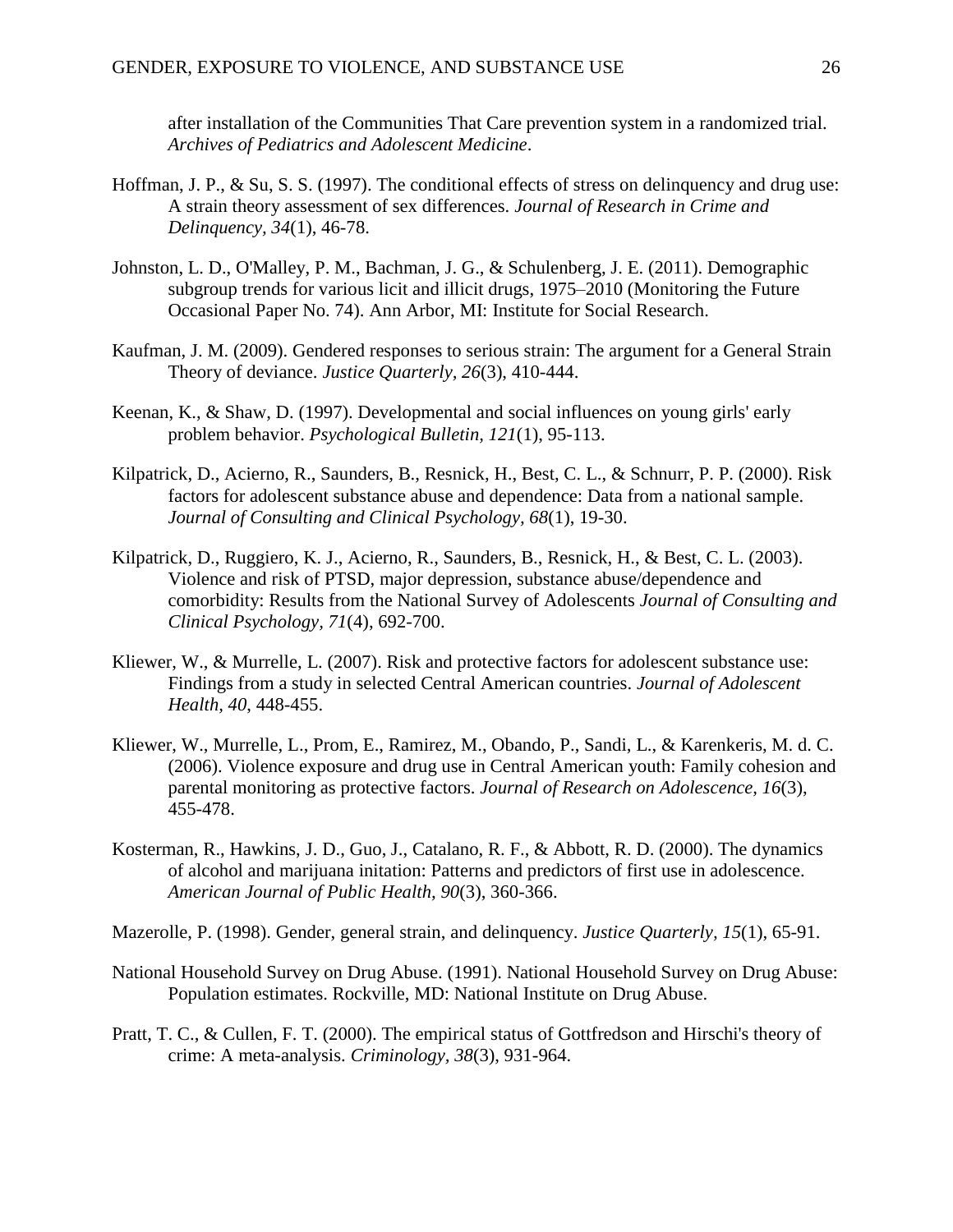after installation of the Communities That Care prevention system in a randomized trial. *Archives of Pediatrics and Adolescent Medicine*.

Hoffman, J. P., & Su, S. S. (1997). The conditional effects of stress on delinquency and drug use: A strain theory assessment of sex differences. *Journal of Research in Crime and Delinquency, 34*(1), 46-78.

Johnston, L. D., O'Malley, P. M., Bachman, J. G., & Schulenberg, J. E. (2011). Demographic subgroup trends for various licit and illicit drugs, 1975–2010 (Monitoring the Future Occasional Paper No. 74). Ann Arbor, MI: Institute for Social Research.

Kaufman, J. M. (2009). Gendered responses to serious strain: The argument for a General Strain Theory of deviance. *Justice Quarterly, 26*(3), 410-444.

Keenan, K., & Shaw, D. (1997). Developmental and social influences on young girls' early problem behavior. *Psychological Bulletin, 121*(1), 95-113.

Kilpatrick, D., Acierno, R., Saunders, B., Resnick, H., Best, C. L., & Schnurr, P. P. (2000). Risk factors for adolescent substance abuse and dependence: Data from a national sample. *Journal of Consulting and Clinical Psychology, 68*(1), 19-30.

Kilpatrick, D., Ruggiero, K. J., Acierno, R., Saunders, B., Resnick, H., & Best, C. L. (2003). Violence and risk of PTSD, major depression, substance abuse/dependence and comorbidity: Results from the National Survey of Adolescents *Journal of Consulting and Clinical Psychology, 71*(4), 692-700.

Kliewer, W., & Murrelle, L. (2007). Risk and protective factors for adolescent substance use: Findings from a study in selected Central American countries. *Journal of Adolescent Health, 40*, 448-455.

Kliewer, W., Murrelle, L., Prom, E., Ramirez, M., Obando, P., Sandi, L., & Karenkeris, M. d. C. (2006). Violence exposure and drug use in Central American youth: Family cohesion and parental monitoring as protective factors. *Journal of Research on Adolescence, 16*(3), 455-478.

Kosterman, R., Hawkins, J. D., Guo, J., Catalano, R. F., & Abbott, R. D. (2000). The dynamics of alcohol and marijuana initation: Patterns and predictors of first use in adolescence. *American Journal of Public Health, 90*(3), 360-366.

Mazerolle, P. (1998). Gender, general strain, and delinquency. *Justice Quarterly, 15*(1), 65-91.

National Household Survey on Drug Abuse. (1991). National Household Survey on Drug Abuse: Population estimates. Rockville, MD: National Institute on Drug Abuse.

Pratt, T. C., & Cullen, F. T. (2000). The empirical status of Gottfredson and Hirschi's theory of crime: A meta-analysis. *Criminology, 38*(3), 931-964.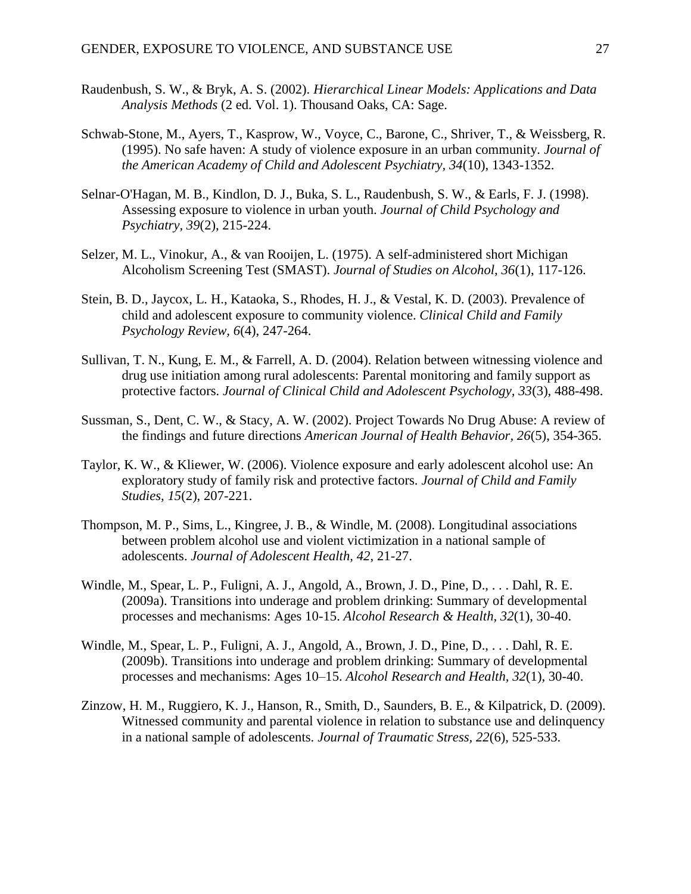Raudenbush, S. W., & Bryk, A. S. (2002). *Hierarchical Linear Models: Applications and Data Analysis Methods* (2 ed. Vol. 1). Thousand Oaks, CA: Sage.

Schwab-Stone, M., Ayers, T., Kasprow, W., Voyce, C., Barone, C., Shriver, T., & Weissberg, R. (1995). No safe haven: A study of violence exposure in an urban community. *Journal of the American Academy of Child and Adolescent Psychiatry, 34*(10), 1343-1352.

Selnar-O'Hagan, M. B., Kindlon, D. J., Buka, S. L., Raudenbush, S. W., & Earls, F. J. (1998). Assessing exposure to violence in urban youth. *Journal of Child Psychology and Psychiatry, 39*(2), 215-224.

Selzer, M. L., Vinokur, A., & van Rooijen, L. (1975). A self-administered short Michigan Alcoholism Screening Test (SMAST). *Journal of Studies on Alcohol, 36*(1), 117-126.

Stein, B. D., Jaycox, L. H., Kataoka, S., Rhodes, H. J., & Vestal, K. D. (2003). Prevalence of child and adolescent exposure to community violence. *Clinical Child and Family Psychology Review, 6*(4), 247-264.

Sullivan, T. N., Kung, E. M., & Farrell, A. D. (2004). Relation between witnessing violence and drug use initiation among rural adolescents: Parental monitoring and family support as protective factors. *Journal of Clinical Child and Adolescent Psychology, 33*(3), 488-498.

Sussman, S., Dent, C. W., & Stacy, A. W. (2002). Project Towards No Drug Abuse: A review of the findings and future directions *American Journal of Health Behavior, 26*(5), 354-365.

Taylor, K. W., & Kliewer, W. (2006). Violence exposure and early adolescent alcohol use: An exploratory study of family risk and protective factors. *Journal of Child and Family Studies, 15*(2), 207-221.

Thompson, M. P., Sims, L., Kingree, J. B., & Windle, M. (2008). Longitudinal associations between problem alcohol use and violent victimization in a national sample of adolescents. *Journal of Adolescent Health, 42*, 21-27.

Windle, M., Spear, L. P., Fuligni, A. J., Angold, A., Brown, J. D., Pine, D., . . . Dahl, R. E. (2009a). Transitions into underage and problem drinking: Summary of developmental processes and mechanisms: Ages 10-15. *Alcohol Research & Health, 32*(1), 30-40.

Windle, M., Spear, L. P., Fuligni, A. J., Angold, A., Brown, J. D., Pine, D., . . . Dahl, R. E. (2009b). Transitions into underage and problem drinking: Summary of developmental processes and mechanisms: Ages 10–15. *Alcohol Research and Health, 32*(1), 30-40.

Zinzow, H. M., Ruggiero, K. J., Hanson, R., Smith, D., Saunders, B. E., & Kilpatrick, D. (2009). Witnessed community and parental violence in relation to substance use and delinquency in a national sample of adolescents. *Journal of Traumatic Stress, 22*(6), 525-533.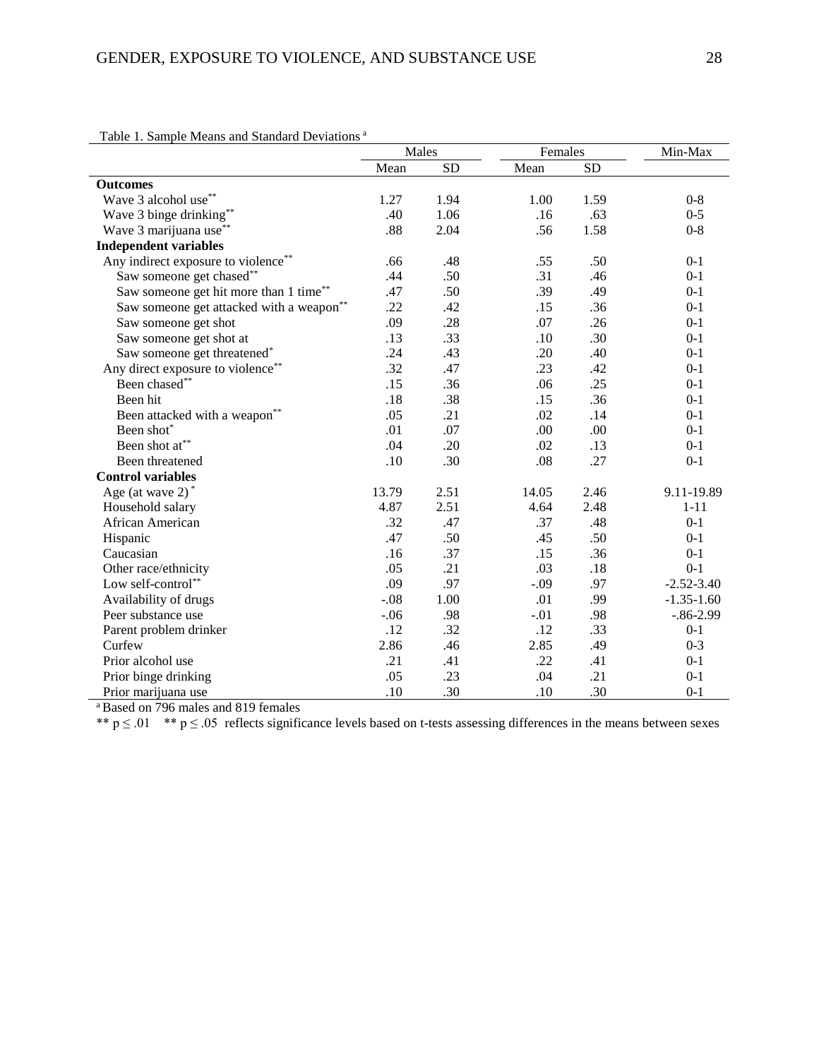Table 1. Sample Means and Standard Deviations [a]

| | Males | | Females | | Min-Max |
|---|---|---|---|---|---|
| | Mean | SD | Mean | SD | |
| **Outcomes** | | | | | |
| Wave 3 alcohol use** | 1.27 | 1.94 | 1.00 | 1.59 | 0-8 |
| Wave 3 binge drinking** | .40 | 1.06 | .16 | .63 | 0-5 |
| Wave 3 marijuana use** | .88 | 2.04 | .56 | 1.58 | 0-8 |
| **Independent variables** | | | | | |
| Any indirect exposure to violence** | .66 | .48 | .55 | .50 | 0-1 |
| Saw someone get chased** | .44 | .50 | .31 | .46 | 0-1 |
| Saw someone get hit more than 1 time** | .47 | .50 | .39 | .49 | 0-1 |
| Saw someone get attacked with a weapon** | .22 | .42 | .15 | .36 | 0-1 |
| Saw someone get shot | .09 | .28 | .07 | .26 | 0-1 |
| Saw someone get shot at | .13 | .33 | .10 | .30 | 0-1 |
| Saw someone get threatened* | .24 | .43 | .20 | .40 | 0-1 |
| Any direct exposure to violence** | .32 | .47 | .23 | .42 | 0-1 |
| Been chased** | .15 | .36 | .06 | .25 | 0-1 |
| Been hit | .18 | .38 | .15 | .36 | 0-1 |
| Been attacked with a weapon** | .05 | .21 | .02 | .14 | 0-1 |
| Been shot* | .01 | .07 | .00 | .00 | 0-1 |
| Been shot at** | .04 | .20 | .02 | .13 | 0-1 |
| Been threatened | .10 | .30 | .08 | .27 | 0-1 |
| **Control variables** | | | | | |
| Age (at wave 2) * | 13.79 | 2.51 | 14.05 | 2.46 | 9.11-19.89 |
| Household salary | 4.87 | 2.51 | 4.64 | 2.48 | 1-11 |
| African American | .32 | .47 | .37 | .48 | 0-1 |
| Hispanic | .47 | .50 | .45 | .50 | 0-1 |
| Caucasian | .16 | .37 | .15 | .36 | 0-1 |
| Other race/ethnicity | .05 | .21 | .03 | .18 | 0-1 |
| Low self-control** | .09 | .97 | -.09 | .97 | -2.52-3.40 |
| Availability of drugs | -.08 | 1.00 | .01 | .99 | -1.35-1.60 |
| Peer substance use | -.06 | .98 | -.01 | .98 | -.86-2.99 |
| Parent problem drinker | .12 | .32 | .12 | .33 | 0-1 |
| Curfew | 2.86 | .46 | 2.85 | .49 | 0-3 |
| Prior alcohol use | .21 | .41 | .22 | .41 | 0-1 |
| Prior binge drinking | .05 | .23 | .04 | .21 | 0-1 |
| Prior marijuana use | .10 | .30 | .10 | .30 | 0-1 |

[a] Based on 796 males and 819 females

** $p \leq .01$ ** $p \leq .05$ reflects significance levels based on t-tests assessing differences in the means between sexes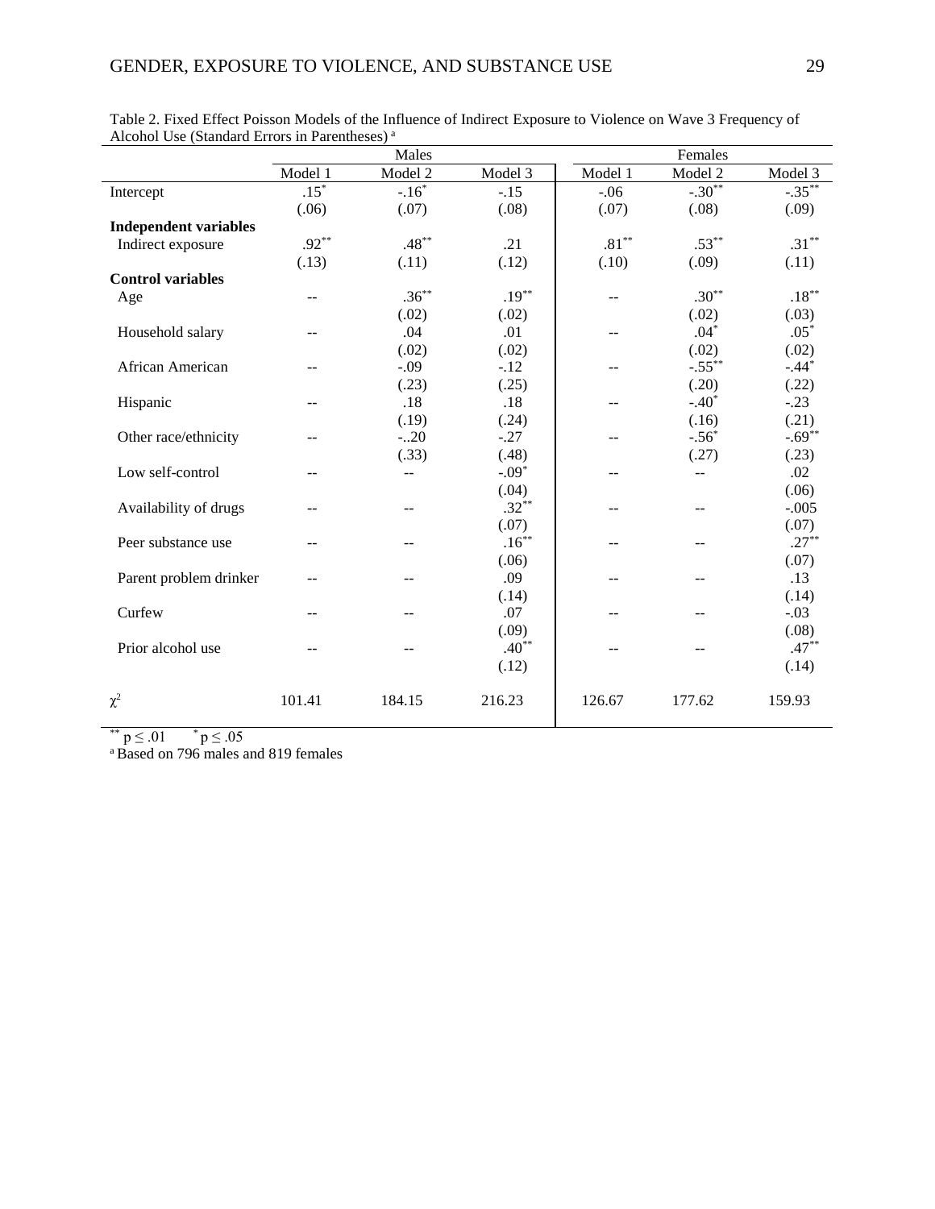Table 2. Fixed Effect Poisson Models of the Influence of Indirect Exposure to Violence on Wave 3 Frequency of Alcohol Use (Standard Errors in Parentheses) [a]

| | Males | | | Females | | |
|---|---|---|---|---|---|---|
| | Model 1 | Model 2 | Model 3 | Model 1 | Model 2 | Model 3 |
| Intercept | .15* | -.16* | -.15 | -.06 | -.30** | -.35** |
| | (.06) | (.07) | (.08) | (.07) | (.08) | (.09) |
| **Independent variables** | | | | | | |
| Indirect exposure | .92** | .48** | .21 | .81** | .53** | .31** |
| | (.13) | (.11) | (.12) | (.10) | (.09) | (.11) |
| **Control variables** | | | | | | |
| Age | -- | .36** | .19** | -- | .30** | .18** |
| | | (.02) | (.02) | | (.02) | (.03) |
| Household salary | -- | .04 | .01 | -- | .04* | .05* |
| | | (.02) | (.02) | | (.02) | (.02) |
| African American | -- | -.09 | -.12 | -- | -.55** | -.44* |
| | | (.23) | (.25) | | (.20) | (.22) |
| Hispanic | -- | .18 | .18 | -- | -.40* | -.23 |
| | | (.19) | (.24) | | (.16) | (.21) |
| Other race/ethnicity | -- | -..20 | -.27 | -- | -.56* | -.69** |
| | | (.33) | (.48) | | (.27) | (.23) |
| Low self-control | -- | -- | -.09* | -- | -- | .02 |
| | | | (.04) | | | (.06) |
| Availability of drugs | -- | -- | .32** | -- | -- | -.005 |
| | | | (.07) | | | (.07) |
| Peer substance use | -- | -- | .16** | -- | -- | .27** |
| | | | (.06) | | | (.07) |
| Parent problem drinker | -- | -- | .09 | -- | -- | .13 |
| | | | (.14) | | | (.14) |
| Curfew | -- | -- | .07 | -- | -- | -.03 |
| | | | (.09) | | | (.08) |
| Prior alcohol use | -- | -- | .40** | -- | -- | .47** |
| | | | (.12) | | | (.14) |
| $\chi^2$ | 101.41 | 184.15 | 216.23 | 126.67 | 177.62 | 159.93 |

** $p \leq .01$  * $p \leq .05$

[a] Based on 796 males and 819 females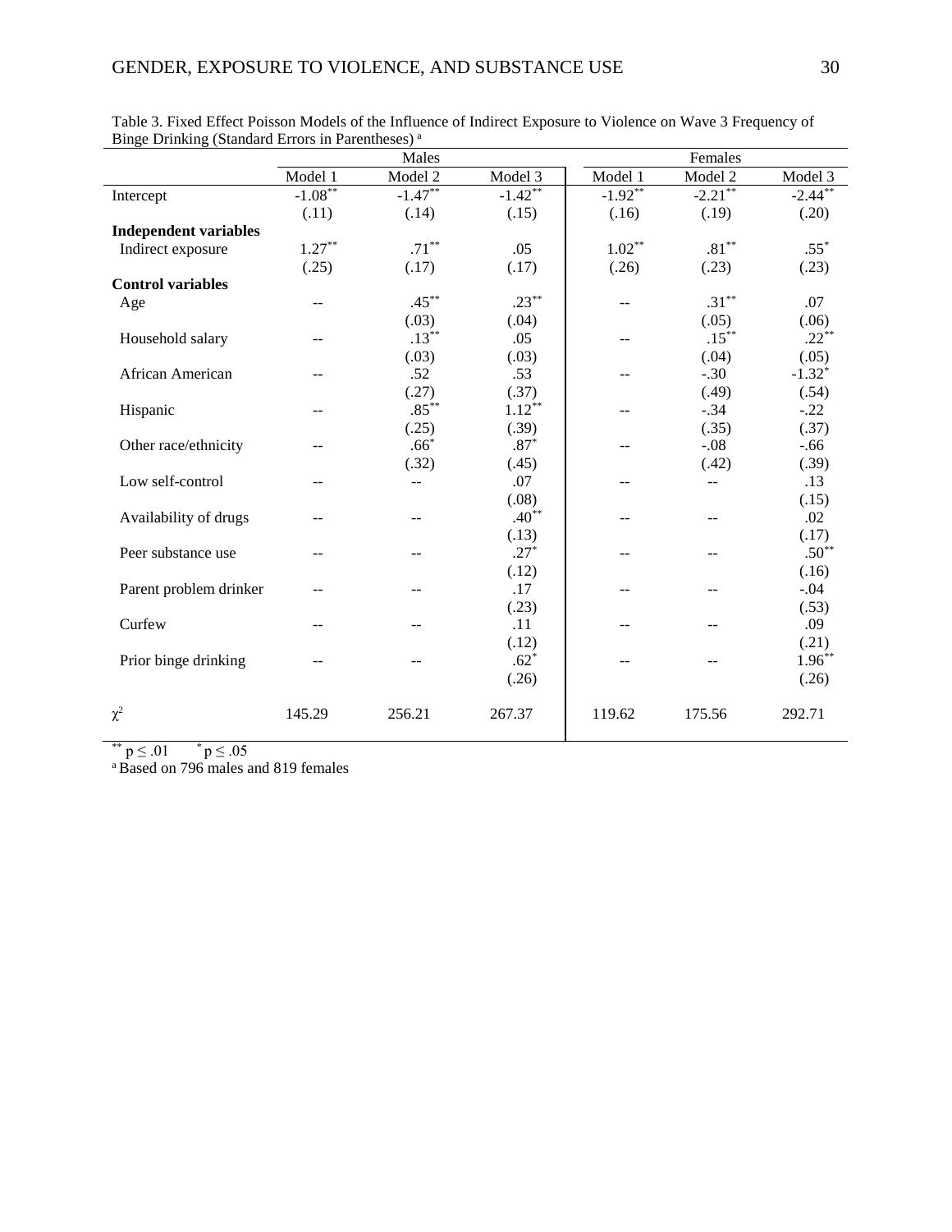Table 3. Fixed Effect Poisson Models of the Influence of Indirect Exposure to Violence on Wave 3 Frequency of Binge Drinking (Standard Errors in Parentheses) [a]

| | Males | | | Females | | |
|---|---|---|---|---|---|---|
| | Model 1 | Model 2 | Model 3 | Model 1 | Model 2 | Model 3 |
| Intercept | -1.08** | -1.47** | -1.42** | -1.92** | -2.21** | -2.44** |
| | (.11) | (.14) | (.15) | (.16) | (.19) | (.20) |
| **Independent variables** | | | | | | |
| Indirect exposure | 1.27** | .71** | .05 | 1.02** | .81** | .55* |
| | (.25) | (.17) | (.17) | (.26) | (.23) | (.23) |
| **Control variables** | | | | | | |
| Age | -- | .45** | .23** | -- | .31** | .07 |
| | | (.03) | (.04) | | (.05) | (.06) |
| Household salary | -- | .13** | .05 | -- | .15** | .22** |
| | | (.03) | (.03) | | (.04) | (.05) |
| African American | -- | .52 | .53 | -- | -.30 | -1.32* |
| | | (.27) | (.37) | | (.49) | (.54) |
| Hispanic | -- | .85** | 1.12** | -- | -.34 | -.22 |
| | | (.25) | (.39) | | (.35) | (.37) |
| Other race/ethnicity | -- | .66* | .87* | -- | -.08 | -.66 |
| | | (.32) | (.45) | | (.42) | (.39) |
| Low self-control | -- | -- | .07 | -- | -- | .13 |
| | | | (.08) | | | (.15) |
| Availability of drugs | -- | -- | .40** | -- | -- | .02 |
| | | | (.13) | | | (.17) |
| Peer substance use | -- | -- | .27* | -- | -- | .50** |
| | | | (.12) | | | (.16) |
| Parent problem drinker | -- | -- | .17 | -- | -- | -.04 |
| | | | (.23) | | | (.53) |
| Curfew | -- | -- | .11 | -- | -- | .09 |
| | | | (.12) | | | (.21) |
| Prior binge drinking | -- | -- | .62* | -- | -- | 1.96** |
| | | | (.26) | | | (.26) |
| $\chi^2$ | 145.29 | 256.21 | 267.37 | 119.62 | 175.56 | 292.71 |

** $p \leq .01$ &nbsp;&nbsp; * $p \leq .05$

[a] Based on 796 males and 819 females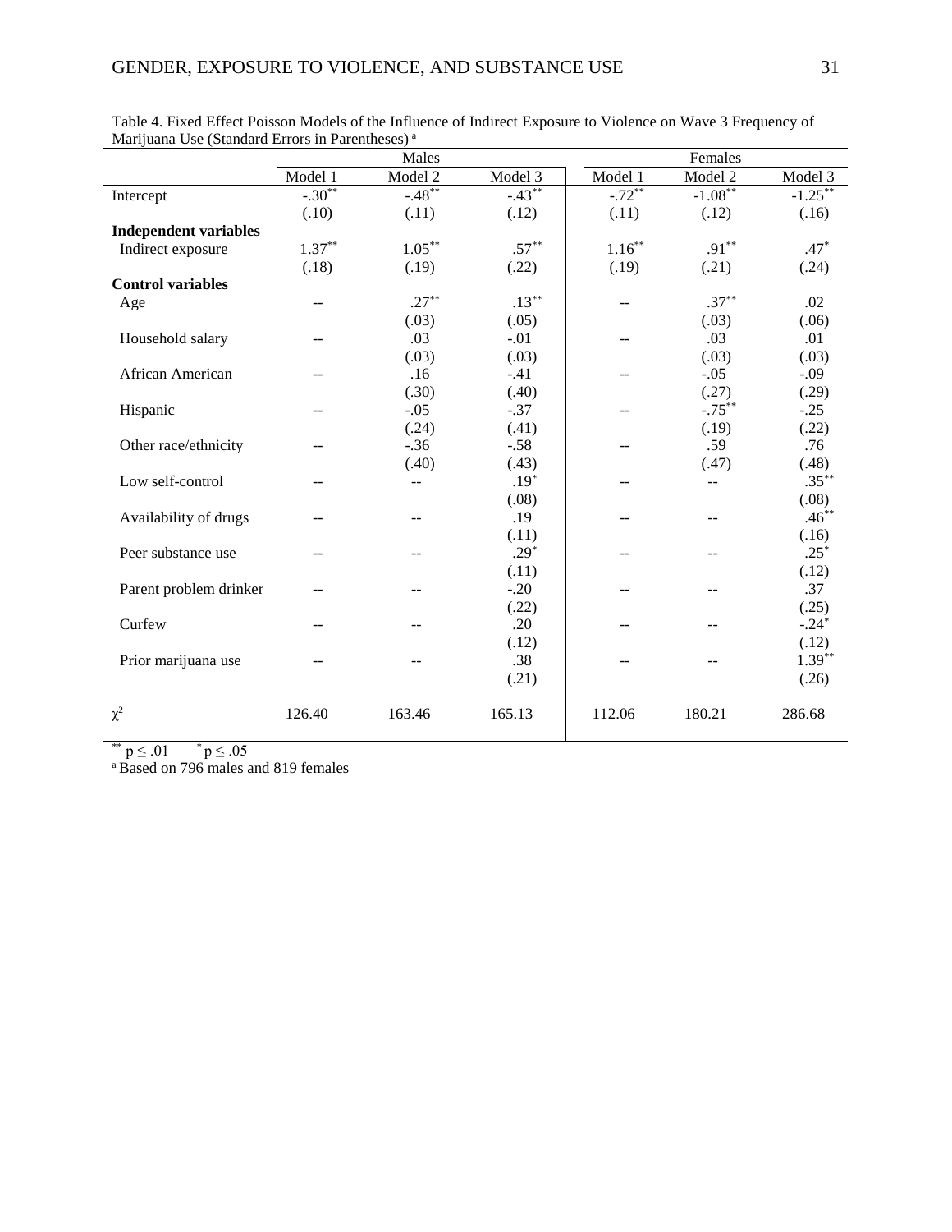Table 4. Fixed Effect Poisson Models of the Influence of Indirect Exposure to Violence on Wave 3 Frequency of Marijuana Use (Standard Errors in Parentheses) [a]

| | Males | | | Females | | |
|---|---|---|---|---|---|---|
| | Model 1 | Model 2 | Model 3 | Model 1 | Model 2 | Model 3 |
| Intercept | -.30** | -.48** | -.43** | -.72** | -1.08** | -1.25** |
| | (.10) | (.11) | (.12) | (.11) | (.12) | (.16) |
| **Independent variables** | | | | | | |
| Indirect exposure | 1.37** | 1.05** | .57** | 1.16** | .91** | .47* |
| | (.18) | (.19) | (.22) | (.19) | (.21) | (.24) |
| **Control variables** | | | | | | |
| Age | -- | .27** | .13** | -- | .37** | .02 |
| | | (.03) | (.05) | | (.03) | (.06) |
| Household salary | -- | .03 | -.01 | -- | .03 | .01 |
| | | (.03) | (.03) | | (.03) | (.03) |
| African American | -- | .16 | -.41 | -- | -.05 | -.09 |
| | | (.30) | (.40) | | (.27) | (.29) |
| Hispanic | -- | -.05 | -.37 | -- | -.75** | -.25 |
| | | (.24) | (.41) | | (.19) | (.22) |
| Other race/ethnicity | -- | -.36 | -.58 | -- | .59 | .76 |
| | | (.40) | (.43) | | (.47) | (.48) |
| Low self-control | -- | -- | .19* | -- | -- | .35** |
| | | | (.08) | | | (.08) |
| Availability of drugs | -- | -- | .19 | -- | -- | .46** |
| | | | (.11) | | | (.16) |
| Peer substance use | -- | -- | .29* | -- | -- | .25* |
| | | | (.11) | | | (.12) |
| Parent problem drinker | -- | -- | -.20 | -- | -- | .37 |
| | | | (.22) | | | (.25) |
| Curfew | -- | -- | .20 | -- | -- | -.24* |
| | | | (.12) | | | (.12) |
| Prior marijuana use | -- | -- | .38 | -- | -- | 1.39** |
| | | | (.21) | | | (.26) |
| $\chi^2$ | 126.40 | 163.46 | 165.13 | 112.06 | 180.21 | 286.68 |

** $p \leq .01$  * $p \leq .05$

[a] Based on 796 males and 819 females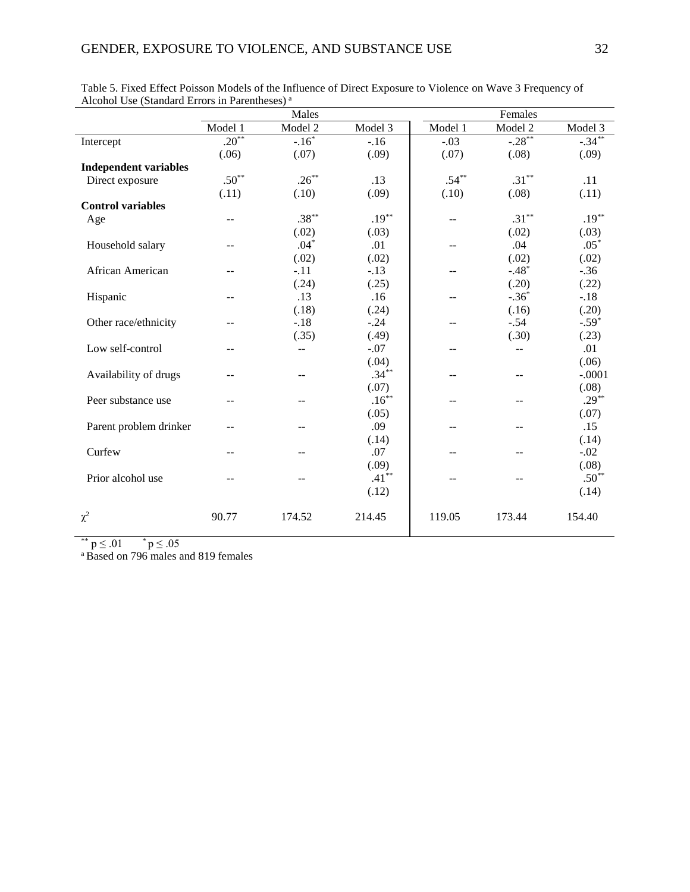Table 5. Fixed Effect Poisson Models of the Influence of Direct Exposure to Violence on Wave 3 Frequency of Alcohol Use (Standard Errors in Parentheses) [a]

| | Males | | | Females | | |
|---|---|---|---|---|---|---|
| | Model 1 | Model 2 | Model 3 | Model 1 | Model 2 | Model 3 |
| Intercept | .20** | -.16* | -.16 | -.03 | -.28** | -.34** |
| | (.06) | (.07) | (.09) | (.07) | (.08) | (.09) |
| **Independent variables** | | | | | | |
| Direct exposure | .50** | .26** | .13 | .54** | .31** | .11 |
| | (.11) | (.10) | (.09) | (.10) | (.08) | (.11) |
| **Control variables** | | | | | | |
| Age | -- | .38** | .19** | -- | .31** | .19** |
| | | (.02) | (.03) | | (.02) | (.03) |
| Household salary | -- | .04* | .01 | -- | .04 | .05* |
| | | (.02) | (.02) | | (.02) | (.02) |
| African American | -- | -.11 | -.13 | -- | -.48* | -.36 |
| | | (.24) | (.25) | | (.20) | (.22) |
| Hispanic | -- | .13 | .16 | -- | -.36* | -.18 |
| | | (.18) | (.24) | | (.16) | (.20) |
| Other race/ethnicity | -- | -.18 | -.24 | -- | -.54 | -.59* |
| | | (.35) | (.49) | | (.30) | (.23) |
| Low self-control | -- | -- | -.07 | -- | -- | .01 |
| | | | (.04) | | | (.06) |
| Availability of drugs | -- | -- | .34** | -- | -- | -.0001 |
| | | | (.07) | | | (.08) |
| Peer substance use | -- | -- | .16** | -- | -- | .29** |
| | | | (.05) | | | (.07) |
| Parent problem drinker | -- | -- | .09 | -- | -- | .15 |
| | | | (.14) | | | (.14) |
| Curfew | -- | -- | .07 | -- | -- | -.02 |
| | | | (.09) | | | (.08) |
| Prior alcohol use | -- | -- | .41** | -- | -- | .50** |
| | | | (.12) | | | (.14) |
| $\chi^2$ | 90.77 | 174.52 | 214.45 | 119.05 | 173.44 | 154.40 |

** $p \leq .01$ &nbsp;&nbsp; * $p \leq .05$

[a] Based on 796 males and 819 females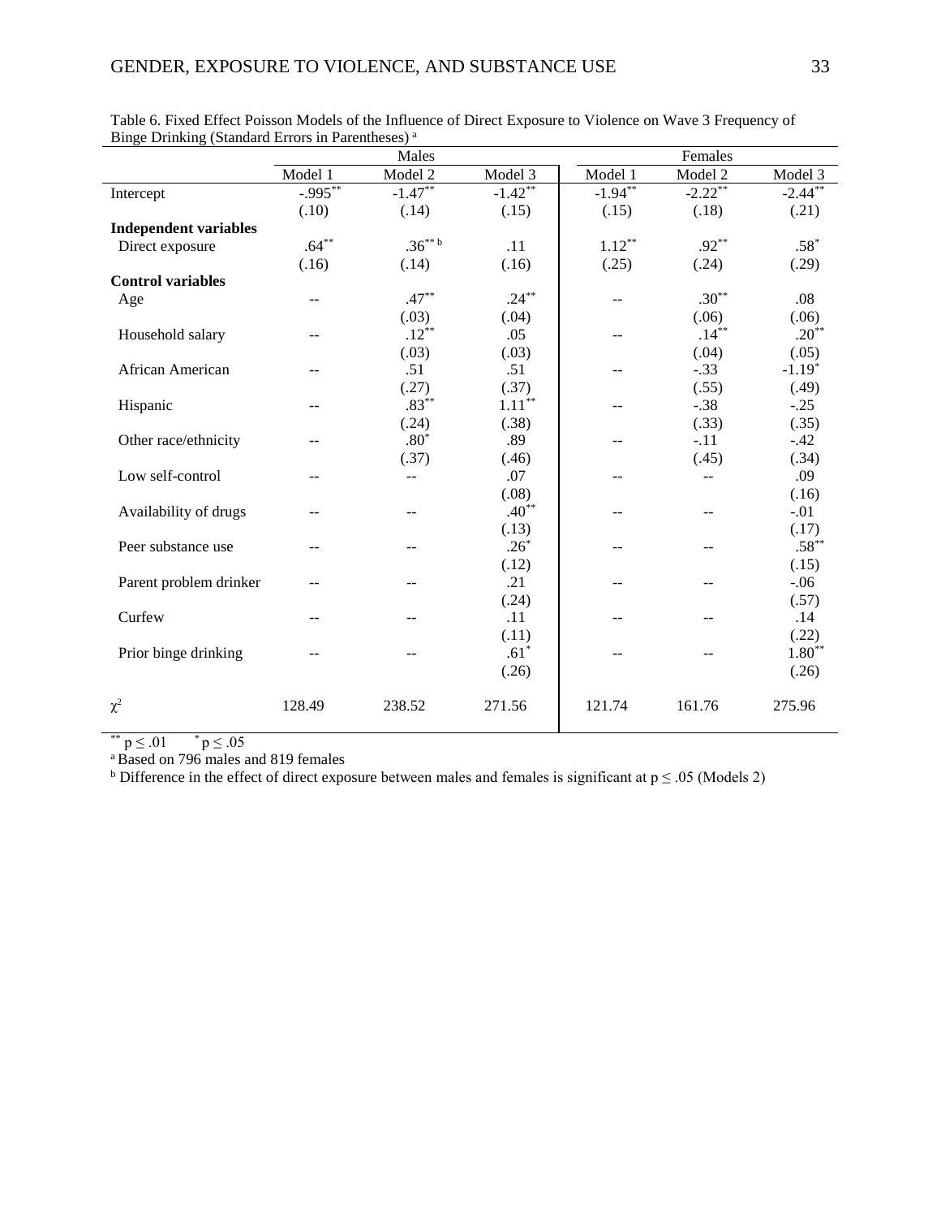Table 6. Fixed Effect Poisson Models of the Influence of Direct Exposure to Violence on Wave 3 Frequency of Binge Drinking (Standard Errors in Parentheses) [a]

| | Males | | | Females | | |
|---|---|---|---|---|---|---|
| | Model 1 | Model 2 | Model 3 | Model 1 | Model 2 | Model 3 |
| Intercept | -.995** | -1.47** | -1.42** | -1.94** | -2.22** | -2.44** |
| | (.10) | (.14) | (.15) | (.15) | (.18) | (.21) |
| **Independent variables** | | | | | | |
| Direct exposure | .64** | .36** [b] | .11 | 1.12** | .92** | .58* |
| | (.16) | (.14) | (.16) | (.25) | (.24) | (.29) |
| **Control variables** | | | | | | |
| Age | -- | .47** | .24** | -- | .30** | .08 |
| | | (.03) | (.04) | | (.06) | (.06) |
| Household salary | -- | .12** | .05 | -- | .14** | .20** |
| | | (.03) | (.03) | | (.04) | (.05) |
| African American | -- | .51 | .51 | -- | -.33 | -1.19* |
| | | (.27) | (.37) | | (.55) | (.49) |
| Hispanic | -- | .83** | 1.11** | -- | -.38 | -.25 |
| | | (.24) | (.38) | | (.33) | (.35) |
| Other race/ethnicity | -- | .80* | .89 | -- | -.11 | -.42 |
| | | (.37) | (.46) | | (.45) | (.34) |
| Low self-control | -- | -- | .07 | -- | -- | .09 |
| | | | (.08) | | | (.16) |
| Availability of drugs | -- | -- | .40** | -- | -- | -.01 |
| | | | (.13) | | | (.17) |
| Peer substance use | -- | -- | .26* | -- | -- | .58** |
| | | | (.12) | | | (.15) |
| Parent problem drinker | -- | -- | .21 | -- | -- | -.06 |
| | | | (.24) | | | (.57) |
| Curfew | -- | -- | .11 | -- | -- | .14 |
| | | | (.11) | | | (.22) |
| Prior binge drinking | -- | -- | .61* | -- | -- | 1.80** |
| | | | (.26) | | | (.26) |
| $\chi^2$ | 128.49 | 238.52 | 271.56 | 121.74 | 161.76 | 275.96 |

** $p \leq .01$ &nbsp;&nbsp; * $p \leq .05$

[a] Based on 796 males and 819 females

[b] Difference in the effect of direct exposure between males and females is significant at $p \leq .05$ (Models 2)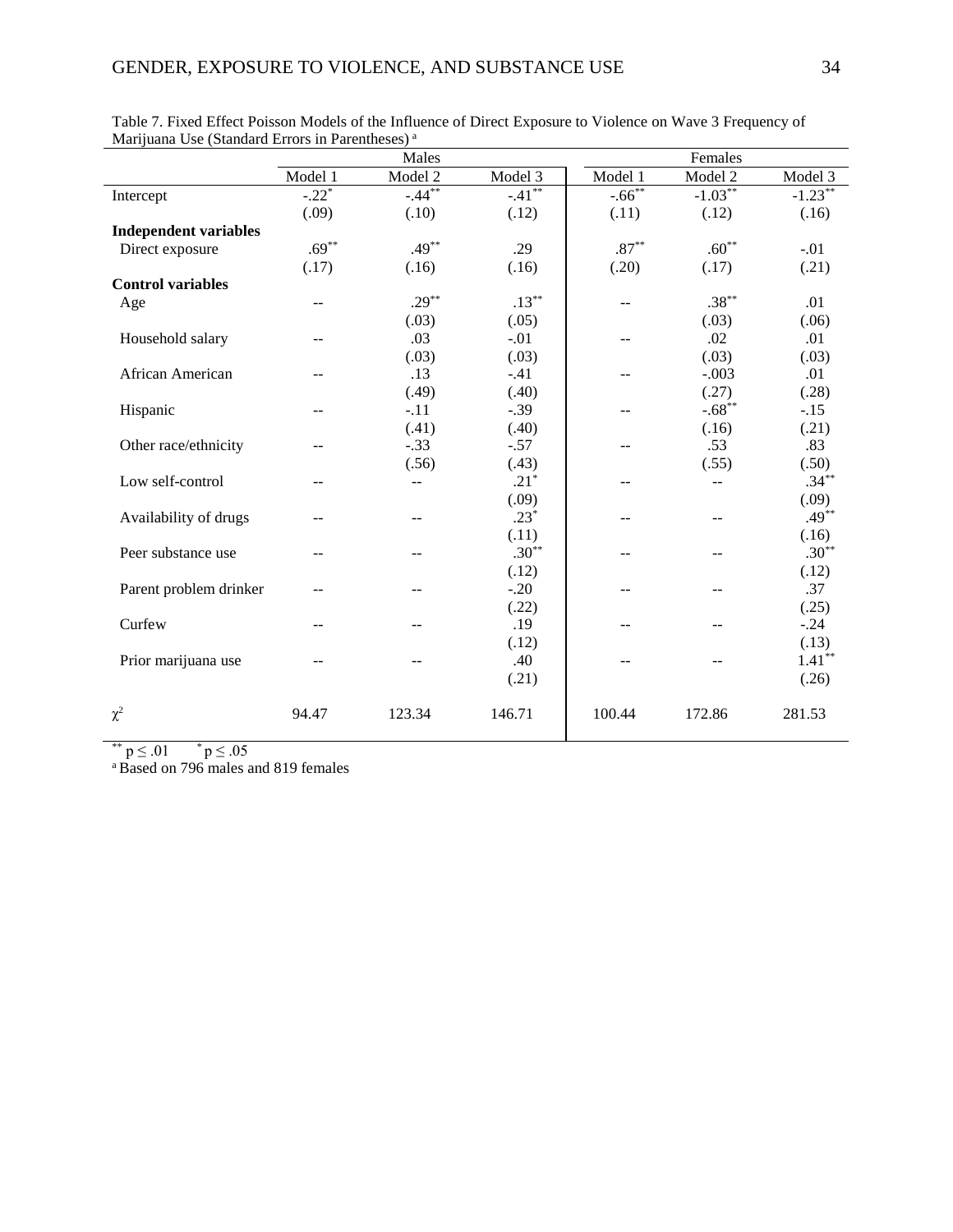Table 7. Fixed Effect Poisson Models of the Influence of Direct Exposure to Violence on Wave 3 Frequency of Marijuana Use (Standard Errors in Parentheses) [a]

| | Males | | | Females | | |
|---|---|---|---|---|---|---|
| | Model 1 | Model 2 | Model 3 | Model 1 | Model 2 | Model 3 |
| Intercept | -.22* | -.44** | -.41** | -.66** | -1.03** | -1.23** |
| | (.09) | (.10) | (.12) | (.11) | (.12) | (.16) |
| **Independent variables** | | | | | | |
| Direct exposure | .69** | .49** | .29 | .87** | .60** | -.01 |
| | (.17) | (.16) | (.16) | (.20) | (.17) | (.21) |
| **Control variables** | | | | | | |
| Age | -- | .29** | .13** | -- | .38** | .01 |
| | | (.03) | (.05) | | (.03) | (.06) |
| Household salary | -- | .03 | -.01 | -- | .02 | .01 |
| | | (.03) | (.03) | | (.03) | (.03) |
| African American | -- | .13 | -.41 | -- | -.003 | .01 |
| | | (.49) | (.40) | | (.27) | (.28) |
| Hispanic | -- | -.11 | -.39 | -- | -.68** | -.15 |
| | | (.41) | (.40) | | (.16) | (.21) |
| Other race/ethnicity | -- | -.33 | -.57 | -- | .53 | .83 |
| | | (.56) | (.43) | | (.55) | (.50) |
| Low self-control | -- | -- | .21* | -- | -- | .34** |
| | | | (.09) | | | (.09) |
| Availability of drugs | -- | -- | .23* | -- | -- | .49** |
| | | | (.11) | | | (.16) |
| Peer substance use | -- | -- | .30** | -- | -- | .30** |
| | | | (.12) | | | (.12) |
| Parent problem drinker | -- | -- | -.20 | -- | -- | .37 |
| | | | (.22) | | | (.25) |
| Curfew | -- | -- | .19 | -- | -- | -.24 |
| | | | (.12) | | | (.13) |
| Prior marijuana use | -- | -- | .40 | -- | -- | 1.41** |
| | | | (.21) | | | (.26) |
| $\chi^2$ | 94.47 | 123.34 | 146.71 | 100.44 | 172.86 | 281.53 |

** $p \leq .01$ &nbsp;&nbsp; * $p \leq .05$

[a] Based on 796 males and 819 females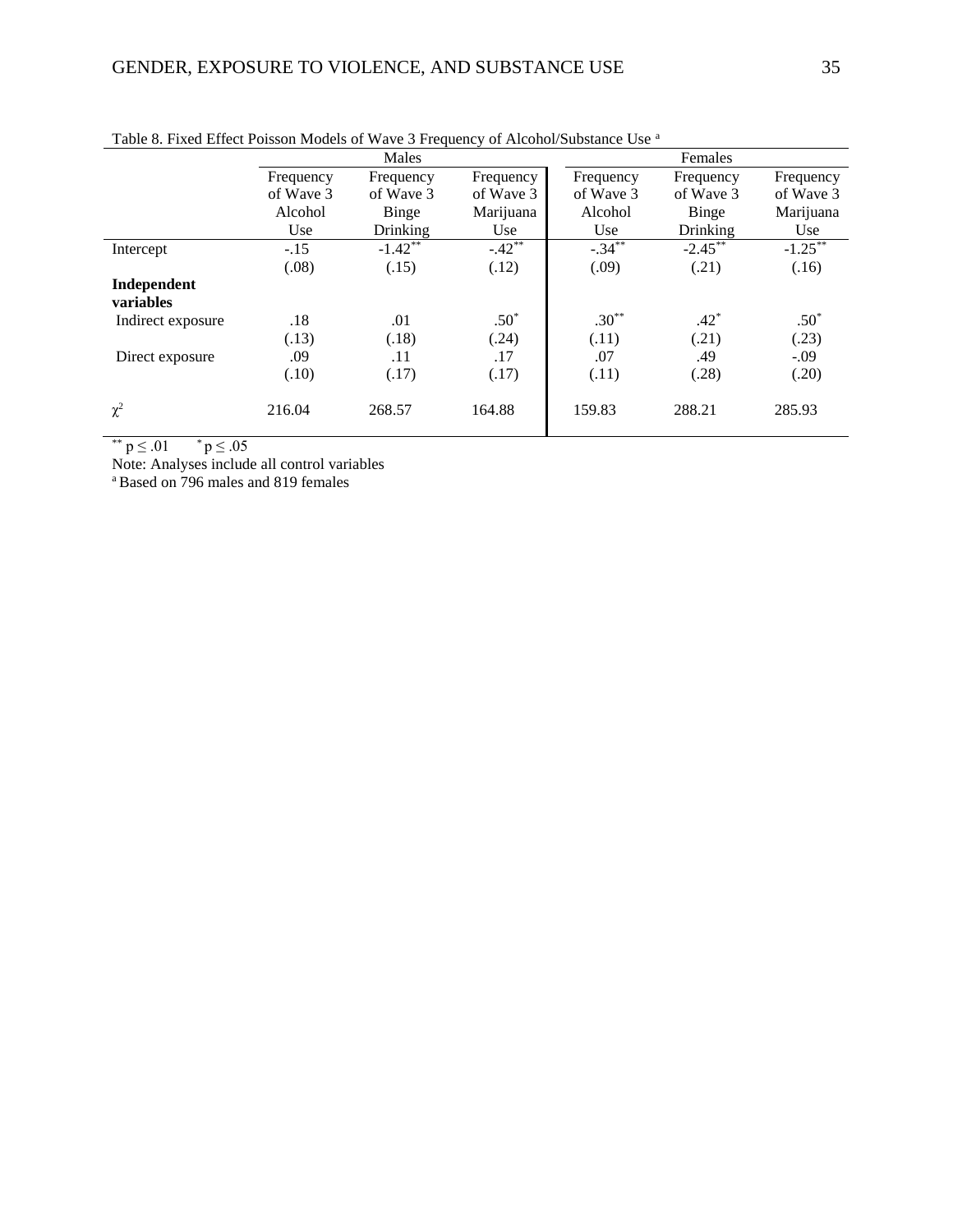Table 8. Fixed Effect Poisson Models of Wave 3 Frequency of Alcohol/Substance Use [a]

| | Males | | | Females | | |
|---|---|---|---|---|---|---|
| | Frequency of Wave 3 Alcohol Use | Frequency of Wave 3 Binge Drinking | Frequency of Wave 3 Marijuana Use | Frequency of Wave 3 Alcohol Use | Frequency of Wave 3 Binge Drinking | Frequency of Wave 3 Marijuana Use |
| Intercept | -.15 | -1.42** | -.42** | -.34** | -2.45** | -1.25** |
| | (.08) | (.15) | (.12) | (.09) | (.21) | (.16) |
| **Independent variables** | | | | | | |
| Indirect exposure | .18 | .01 | .50* | .30** | .42* | .50* |
| | (.13) | (.18) | (.24) | (.11) | (.21) | (.23) |
| Direct exposure | .09 | .11 | .17 | .07 | .49 | -.09 |
| | (.10) | (.17) | (.17) | (.11) | (.28) | (.20) |
| $\chi^2$ | 216.04 | 268.57 | 164.88 | 159.83 | 288.21 | 285.93 |

** $p \leq .01$ &nbsp;&nbsp; * $p \leq .05$

Note: Analyses include all control variables

[a] Based on 796 males and 819 females